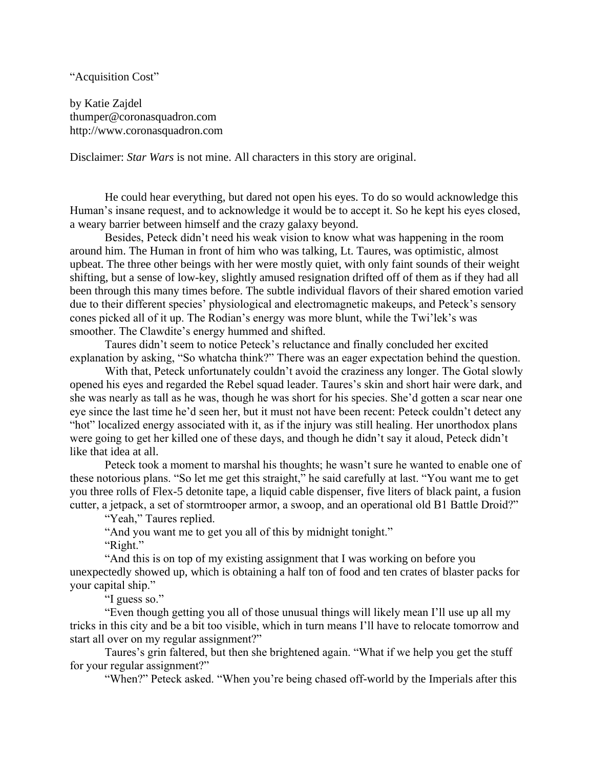"Acquisition Cost"

by Katie Zajdel
thumper@coronasquadron.com
http://www.coronasquadron.com

Disclaimer: *Star Wars* is not mine. All characters in this story are original.

He could hear everything, but dared not open his eyes. To do so would acknowledge this Human's insane request, and to acknowledge it would be to accept it. So he kept his eyes closed, a weary barrier between himself and the crazy galaxy beyond.

Besides, Peteck didn't need his weak vision to know what was happening in the room around him. The Human in front of him who was talking, Lt. Taures, was optimistic, almost upbeat. The three other beings with her were mostly quiet, with only faint sounds of their weight shifting, but a sense of low-key, slightly amused resignation drifted off of them as if they had all been through this many times before. The subtle individual flavors of their shared emotion varied due to their different species' physiological and electromagnetic makeups, and Peteck's sensory cones picked all of it up. The Rodian's energy was more blunt, while the Twi'lek's was smoother. The Clawdite's energy hummed and shifted.

Taures didn't seem to notice Peteck's reluctance and finally concluded her excited explanation by asking, "So whatcha think?" There was an eager expectation behind the question.

With that, Peteck unfortunately couldn't avoid the craziness any longer. The Gotal slowly opened his eyes and regarded the Rebel squad leader. Taures's skin and short hair were dark, and she was nearly as tall as he was, though he was short for his species. She'd gotten a scar near one eye since the last time he'd seen her, but it must not have been recent: Peteck couldn't detect any "hot" localized energy associated with it, as if the injury was still healing. Her unorthodox plans were going to get her killed one of these days, and though he didn't say it aloud, Peteck didn't like that idea at all.

Peteck took a moment to marshal his thoughts; he wasn't sure he wanted to enable one of these notorious plans. "So let me get this straight," he said carefully at last. "You want me to get you three rolls of Flex-5 detonite tape, a liquid cable dispenser, five liters of black paint, a fusion cutter, a jetpack, a set of stormtrooper armor, a swoop, and an operational old B1 Battle Droid?"

"Yeah," Taures replied.

"And you want me to get you all of this by midnight tonight."

"Right."

"And this is on top of my existing assignment that I was working on before you unexpectedly showed up, which is obtaining a half ton of food and ten crates of blaster packs for your capital ship."

"I guess so."

"Even though getting you all of those unusual things will likely mean I'll use up all my tricks in this city and be a bit too visible, which in turn means I'll have to relocate tomorrow and start all over on my regular assignment?"

Taures's grin faltered, but then she brightened again. "What if we help you get the stuff for your regular assignment?"

"When?" Peteck asked. "When you're being chased off-world by the Imperials after this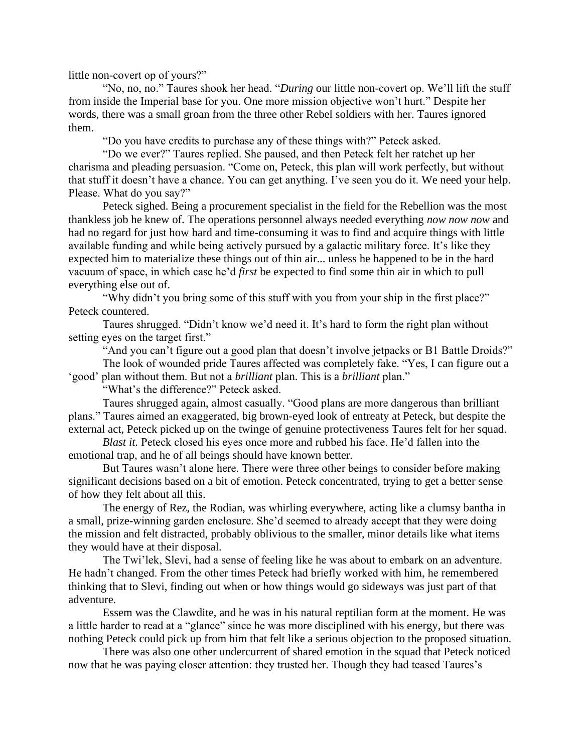little non-covert op of yours?"

"No, no, no." Taures shook her head. "*During* our little non-covert op. We'll lift the stuff from inside the Imperial base for you. One more mission objective won't hurt." Despite her words, there was a small groan from the three other Rebel soldiers with her. Taures ignored them.

"Do you have credits to purchase any of these things with?" Peteck asked.

"Do we ever?" Taures replied. She paused, and then Peteck felt her ratchet up her charisma and pleading persuasion. "Come on, Peteck, this plan will work perfectly, but without that stuff it doesn't have a chance. You can get anything. I've seen you do it. We need your help. Please. What do you say?"

Peteck sighed. Being a procurement specialist in the field for the Rebellion was the most thankless job he knew of. The operations personnel always needed everything *now now now* and had no regard for just how hard and time-consuming it was to find and acquire things with little available funding and while being actively pursued by a galactic military force. It's like they expected him to materialize these things out of thin air... unless he happened to be in the hard vacuum of space, in which case he'd *first* be expected to find some thin air in which to pull everything else out of.

"Why didn't you bring some of this stuff with you from your ship in the first place?" Peteck countered.

Taures shrugged. "Didn't know we'd need it. It's hard to form the right plan without setting eyes on the target first."

"And you can't figure out a good plan that doesn't involve jetpacks or B1 Battle Droids?"

The look of wounded pride Taures affected was completely fake. "Yes, I can figure out a 'good' plan without them. But not a *brilliant* plan. This is a *brilliant* plan."

"What's the difference?" Peteck asked.

Taures shrugged again, almost casually. "Good plans are more dangerous than brilliant plans." Taures aimed an exaggerated, big brown-eyed look of entreaty at Peteck, but despite the external act, Peteck picked up on the twinge of genuine protectiveness Taures felt for her squad.

*Blast it.* Peteck closed his eyes once more and rubbed his face. He'd fallen into the emotional trap, and he of all beings should have known better.

But Taures wasn't alone here. There were three other beings to consider before making significant decisions based on a bit of emotion. Peteck concentrated, trying to get a better sense of how they felt about all this.

The energy of Rez, the Rodian, was whirling everywhere, acting like a clumsy bantha in a small, prize-winning garden enclosure. She'd seemed to already accept that they were doing the mission and felt distracted, probably oblivious to the smaller, minor details like what items they would have at their disposal.

The Twi'lek, Slevi, had a sense of feeling like he was about to embark on an adventure. He hadn't changed. From the other times Peteck had briefly worked with him, he remembered thinking that to Slevi, finding out when or how things would go sideways was just part of that adventure.

Essem was the Clawdite, and he was in his natural reptilian form at the moment. He was a little harder to read at a "glance" since he was more disciplined with his energy, but there was nothing Peteck could pick up from him that felt like a serious objection to the proposed situation.

There was also one other undercurrent of shared emotion in the squad that Peteck noticed now that he was paying closer attention: they trusted her. Though they had teased Taures's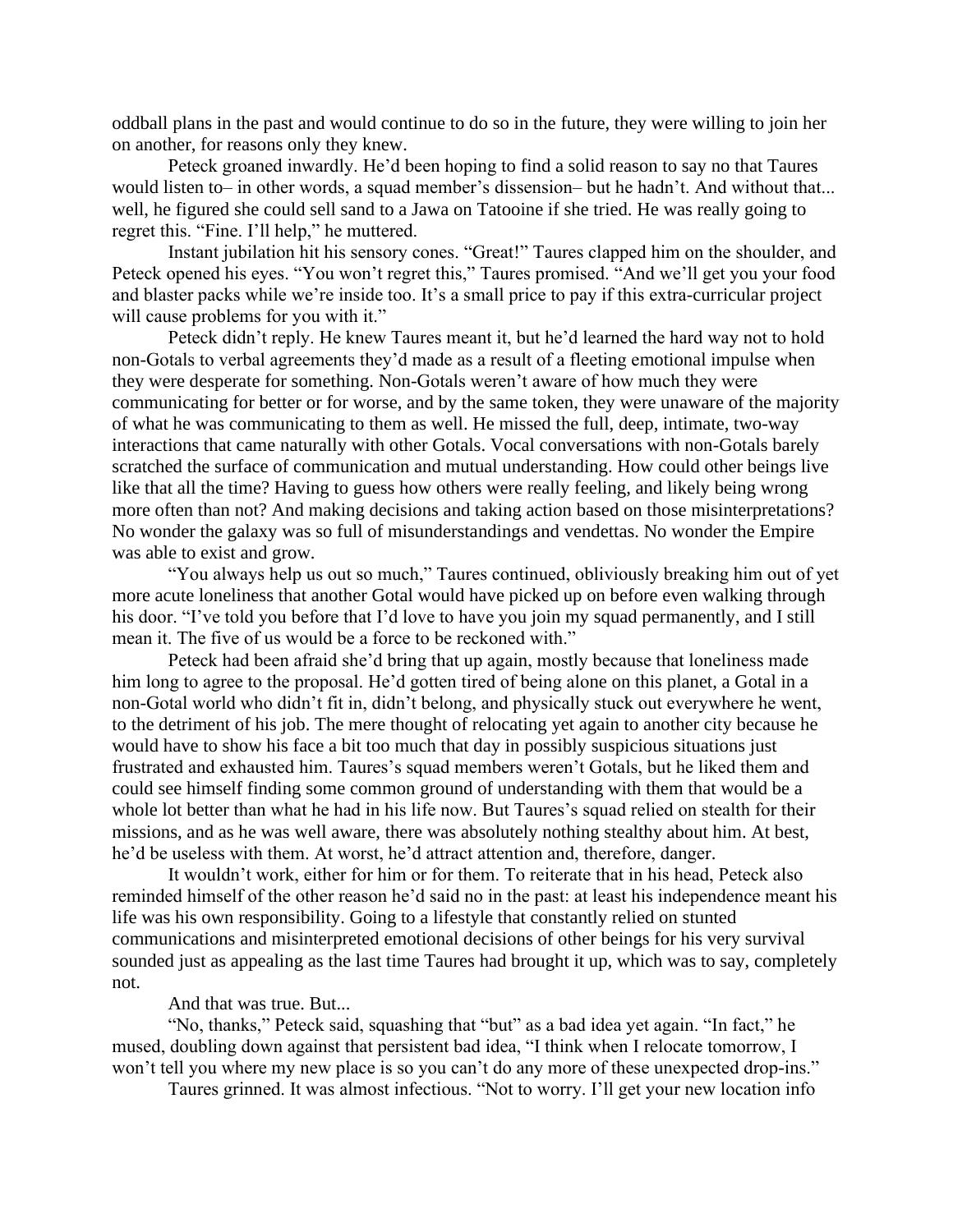oddball plans in the past and would continue to do so in the future, they were willing to join her on another, for reasons only they knew.

Peteck groaned inwardly. He'd been hoping to find a solid reason to say no that Taures would listen to– in other words, a squad member's dissension– but he hadn't. And without that... well, he figured she could sell sand to a Jawa on Tatooine if she tried. He was really going to regret this. "Fine. I'll help," he muttered.

Instant jubilation hit his sensory cones. "Great!" Taures clapped him on the shoulder, and Peteck opened his eyes. "You won't regret this," Taures promised. "And we'll get you your food and blaster packs while we're inside too. It's a small price to pay if this extra-curricular project will cause problems for you with it."

Peteck didn't reply. He knew Taures meant it, but he'd learned the hard way not to hold non-Gotals to verbal agreements they'd made as a result of a fleeting emotional impulse when they were desperate for something. Non-Gotals weren't aware of how much they were communicating for better or for worse, and by the same token, they were unaware of the majority of what he was communicating to them as well. He missed the full, deep, intimate, two-way interactions that came naturally with other Gotals. Vocal conversations with non-Gotals barely scratched the surface of communication and mutual understanding. How could other beings live like that all the time? Having to guess how others were really feeling, and likely being wrong more often than not? And making decisions and taking action based on those misinterpretations? No wonder the galaxy was so full of misunderstandings and vendettas. No wonder the Empire was able to exist and grow.

"You always help us out so much," Taures continued, obliviously breaking him out of yet more acute loneliness that another Gotal would have picked up on before even walking through his door. "I've told you before that I'd love to have you join my squad permanently, and I still mean it. The five of us would be a force to be reckoned with."

Peteck had been afraid she'd bring that up again, mostly because that loneliness made him long to agree to the proposal. He'd gotten tired of being alone on this planet, a Gotal in a non-Gotal world who didn't fit in, didn't belong, and physically stuck out everywhere he went, to the detriment of his job. The mere thought of relocating yet again to another city because he would have to show his face a bit too much that day in possibly suspicious situations just frustrated and exhausted him. Taures's squad members weren't Gotals, but he liked them and could see himself finding some common ground of understanding with them that would be a whole lot better than what he had in his life now. But Taures's squad relied on stealth for their missions, and as he was well aware, there was absolutely nothing stealthy about him. At best, he'd be useless with them. At worst, he'd attract attention and, therefore, danger.

It wouldn't work, either for him or for them. To reiterate that in his head, Peteck also reminded himself of the other reason he'd said no in the past: at least his independence meant his life was his own responsibility. Going to a lifestyle that constantly relied on stunted communications and misinterpreted emotional decisions of other beings for his very survival sounded just as appealing as the last time Taures had brought it up, which was to say, completely not.

And that was true. But...

"No, thanks," Peteck said, squashing that "but" as a bad idea yet again. "In fact," he mused, doubling down against that persistent bad idea, "I think when I relocate tomorrow, I won't tell you where my new place is so you can't do any more of these unexpected drop-ins."

Taures grinned. It was almost infectious. "Not to worry. I'll get your new location info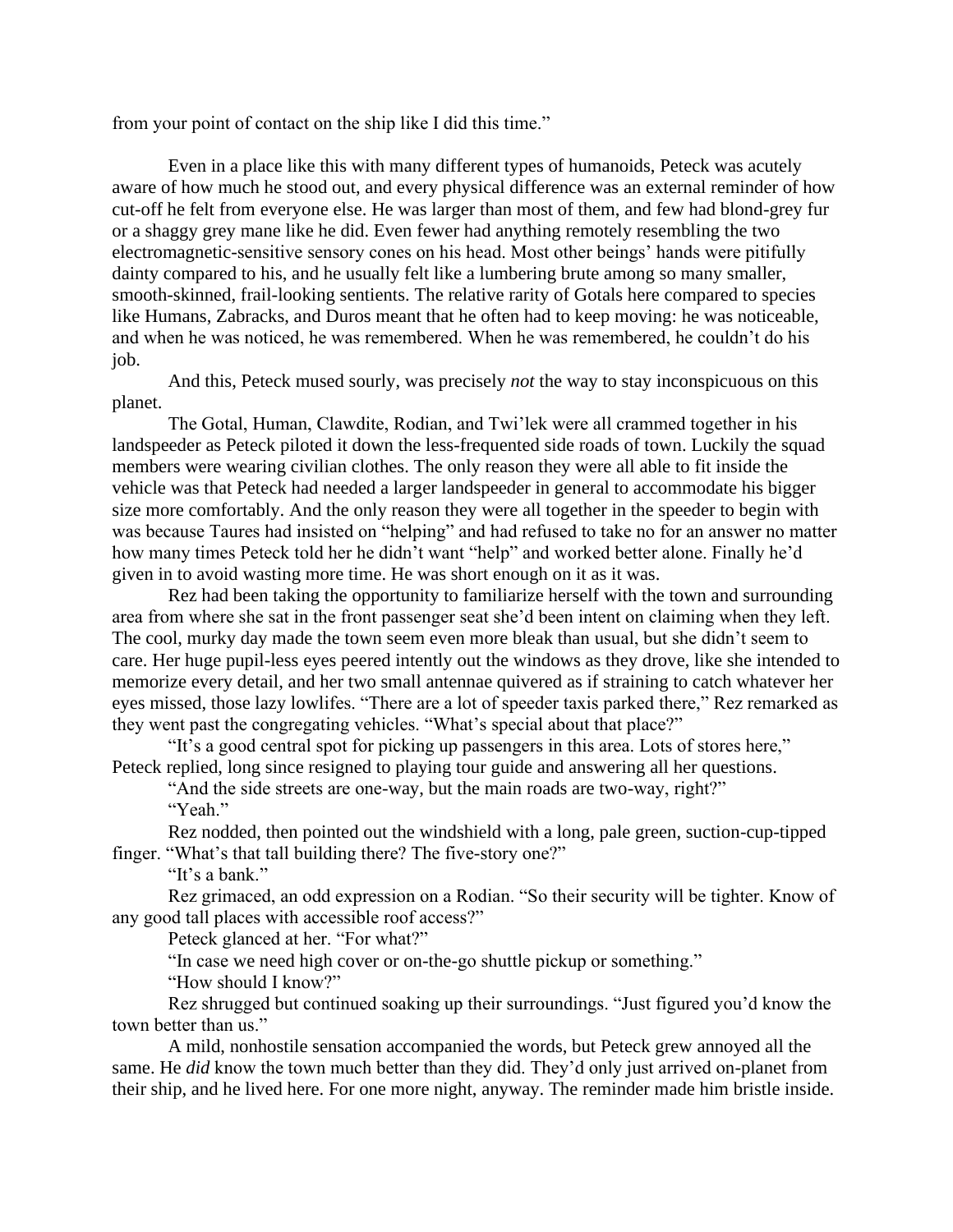from your point of contact on the ship like I did this time."

Even in a place like this with many different types of humanoids, Peteck was acutely aware of how much he stood out, and every physical difference was an external reminder of how cut-off he felt from everyone else. He was larger than most of them, and few had blond-grey fur or a shaggy grey mane like he did. Even fewer had anything remotely resembling the two electromagnetic-sensitive sensory cones on his head. Most other beings' hands were pitifully dainty compared to his, and he usually felt like a lumbering brute among so many smaller, smooth-skinned, frail-looking sentients. The relative rarity of Gotals here compared to species like Humans, Zabracks, and Duros meant that he often had to keep moving: he was noticeable, and when he was noticed, he was remembered. When he was remembered, he couldn't do his job.

And this, Peteck mused sourly, was precisely *not* the way to stay inconspicuous on this planet.

The Gotal, Human, Clawdite, Rodian, and Twi'lek were all crammed together in his landspeeder as Peteck piloted it down the less-frequented side roads of town. Luckily the squad members were wearing civilian clothes. The only reason they were all able to fit inside the vehicle was that Peteck had needed a larger landspeeder in general to accommodate his bigger size more comfortably. And the only reason they were all together in the speeder to begin with was because Taures had insisted on "helping" and had refused to take no for an answer no matter how many times Peteck told her he didn't want "help" and worked better alone. Finally he'd given in to avoid wasting more time. He was short enough on it as it was.

Rez had been taking the opportunity to familiarize herself with the town and surrounding area from where she sat in the front passenger seat she'd been intent on claiming when they left. The cool, murky day made the town seem even more bleak than usual, but she didn't seem to care. Her huge pupil-less eyes peered intently out the windows as they drove, like she intended to memorize every detail, and her two small antennae quivered as if straining to catch whatever her eyes missed, those lazy lowlifes. "There are a lot of speeder taxis parked there," Rez remarked as they went past the congregating vehicles. "What's special about that place?"

"It's a good central spot for picking up passengers in this area. Lots of stores here," Peteck replied, long since resigned to playing tour guide and answering all her questions.

"And the side streets are one-way, but the main roads are two-way, right?"

"Yeah."

Rez nodded, then pointed out the windshield with a long, pale green, suction-cup-tipped finger. "What's that tall building there? The five-story one?"

"It's a bank."

Rez grimaced, an odd expression on a Rodian. "So their security will be tighter. Know of any good tall places with accessible roof access?"

Peteck glanced at her. "For what?"

"In case we need high cover or on-the-go shuttle pickup or something."

"How should I know?"

Rez shrugged but continued soaking up their surroundings. "Just figured you'd know the town better than us."

A mild, nonhostile sensation accompanied the words, but Peteck grew annoyed all the same. He *did* know the town much better than they did. They'd only just arrived on-planet from their ship, and he lived here. For one more night, anyway. The reminder made him bristle inside.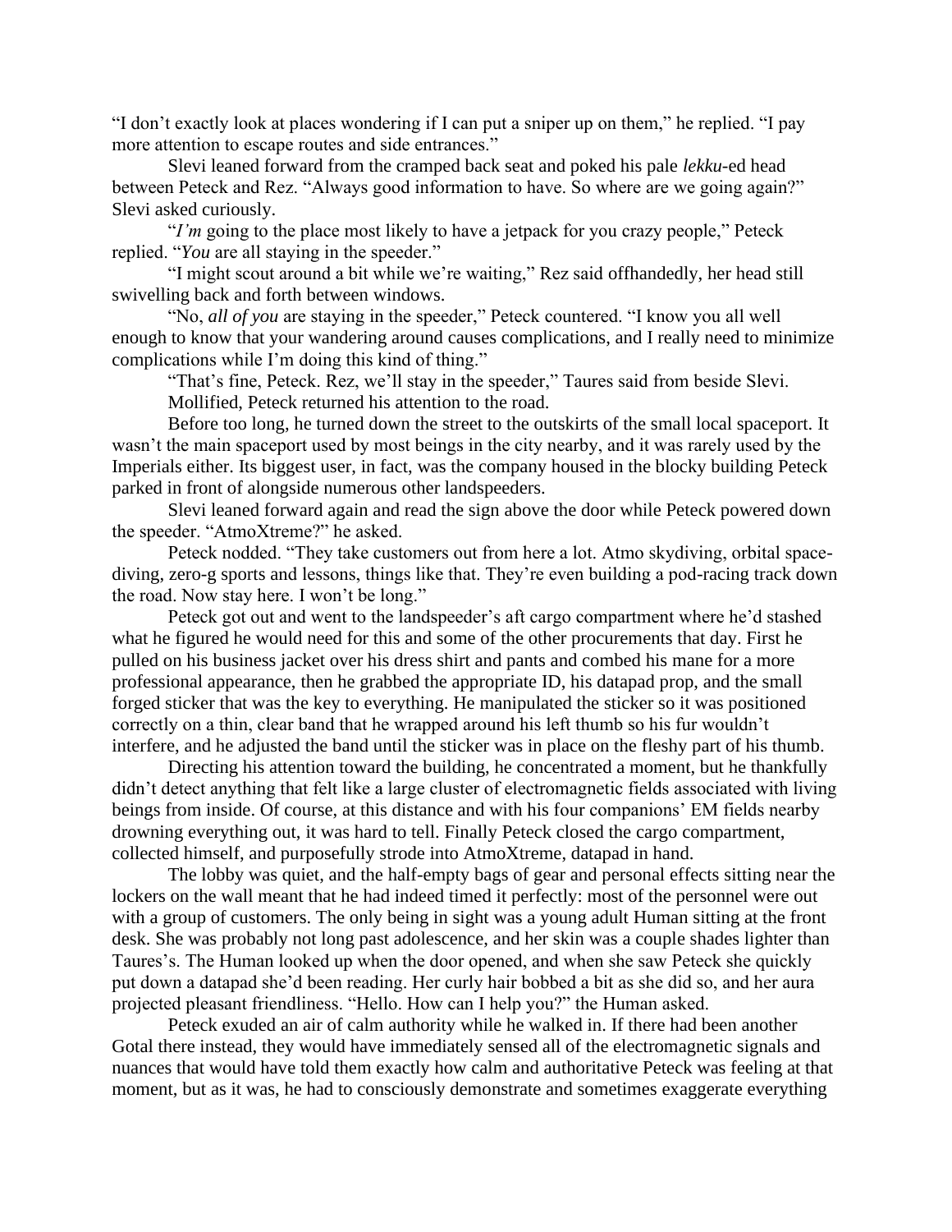"I don't exactly look at places wondering if I can put a sniper up on them," he replied. "I pay more attention to escape routes and side entrances."

Slevi leaned forward from the cramped back seat and poked his pale *lekku*-ed head between Peteck and Rez. "Always good information to have. So where are we going again?" Slevi asked curiously.

"*I'm* going to the place most likely to have a jetpack for you crazy people," Peteck replied. "*You* are all staying in the speeder."

"I might scout around a bit while we're waiting," Rez said offhandedly, her head still swivelling back and forth between windows.

"No, *all of you* are staying in the speeder," Peteck countered. "I know you all well enough to know that your wandering around causes complications, and I really need to minimize complications while I'm doing this kind of thing."

"That's fine, Peteck. Rez, we'll stay in the speeder," Taures said from beside Slevi.

Mollified, Peteck returned his attention to the road.

Before too long, he turned down the street to the outskirts of the small local spaceport. It wasn't the main spaceport used by most beings in the city nearby, and it was rarely used by the Imperials either. Its biggest user, in fact, was the company housed in the blocky building Peteck parked in front of alongside numerous other landspeeders.

Slevi leaned forward again and read the sign above the door while Peteck powered down the speeder. "AtmoXtreme?" he asked.

Peteck nodded. "They take customers out from here a lot. Atmo skydiving, orbital space-diving, zero-g sports and lessons, things like that. They're even building a pod-racing track down the road. Now stay here. I won't be long."

Peteck got out and went to the landspeeder's aft cargo compartment where he'd stashed what he figured he would need for this and some of the other procurements that day. First he pulled on his business jacket over his dress shirt and pants and combed his mane for a more professional appearance, then he grabbed the appropriate ID, his datapad prop, and the small forged sticker that was the key to everything. He manipulated the sticker so it was positioned correctly on a thin, clear band that he wrapped around his left thumb so his fur wouldn't interfere, and he adjusted the band until the sticker was in place on the fleshy part of his thumb.

Directing his attention toward the building, he concentrated a moment, but he thankfully didn't detect anything that felt like a large cluster of electromagnetic fields associated with living beings from inside. Of course, at this distance and with his four companions' EM fields nearby drowning everything out, it was hard to tell. Finally Peteck closed the cargo compartment, collected himself, and purposefully strode into AtmoXtreme, datapad in hand.

The lobby was quiet, and the half-empty bags of gear and personal effects sitting near the lockers on the wall meant that he had indeed timed it perfectly: most of the personnel were out with a group of customers. The only being in sight was a young adult Human sitting at the front desk. She was probably not long past adolescence, and her skin was a couple shades lighter than Taures's. The Human looked up when the door opened, and when she saw Peteck she quickly put down a datapad she'd been reading. Her curly hair bobbed a bit as she did so, and her aura projected pleasant friendliness. "Hello. How can I help you?" the Human asked.

Peteck exuded an air of calm authority while he walked in. If there had been another Gotal there instead, they would have immediately sensed all of the electromagnetic signals and nuances that would have told them exactly how calm and authoritative Peteck was feeling at that moment, but as it was, he had to consciously demonstrate and sometimes exaggerate everything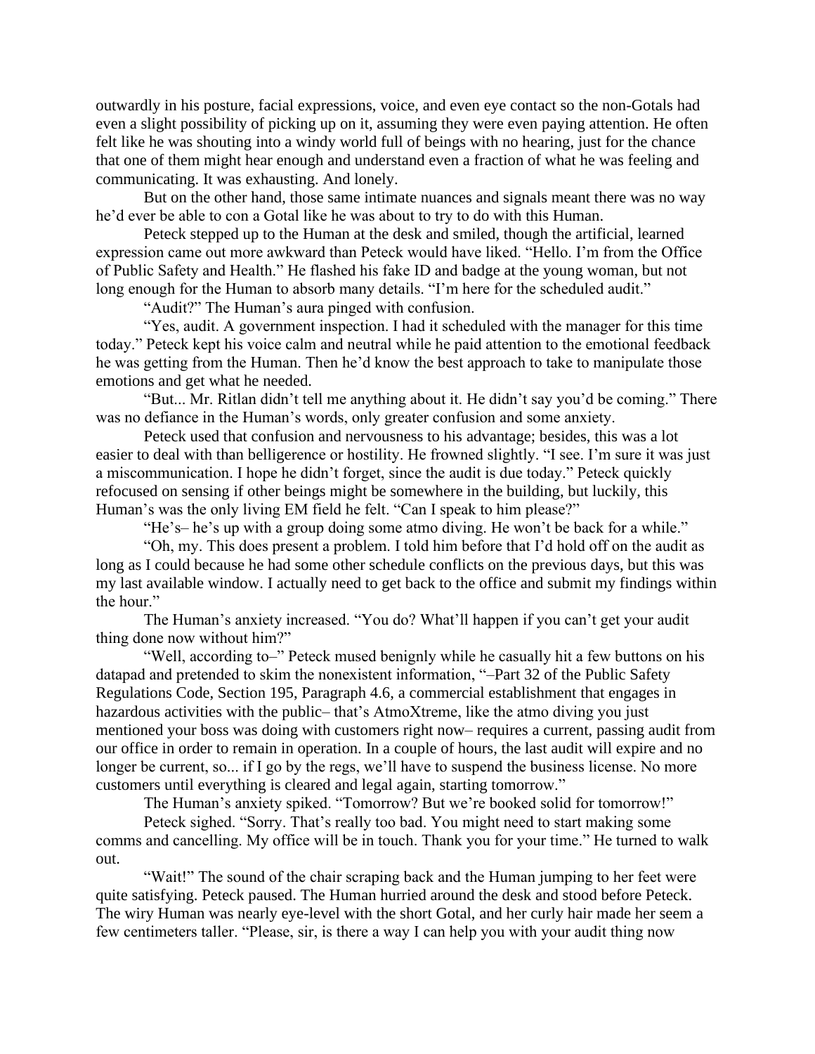outwardly in his posture, facial expressions, voice, and even eye contact so the non-Gotals had even a slight possibility of picking up on it, assuming they were even paying attention. He often felt like he was shouting into a windy world full of beings with no hearing, just for the chance that one of them might hear enough and understand even a fraction of what he was feeling and communicating. It was exhausting. And lonely.

But on the other hand, those same intimate nuances and signals meant there was no way he'd ever be able to con a Gotal like he was about to try to do with this Human.

Peteck stepped up to the Human at the desk and smiled, though the artificial, learned expression came out more awkward than Peteck would have liked. "Hello. I'm from the Office of Public Safety and Health." He flashed his fake ID and badge at the young woman, but not long enough for the Human to absorb many details. "I'm here for the scheduled audit."

"Audit?" The Human's aura pinged with confusion.

"Yes, audit. A government inspection. I had it scheduled with the manager for this time today." Peteck kept his voice calm and neutral while he paid attention to the emotional feedback he was getting from the Human. Then he'd know the best approach to take to manipulate those emotions and get what he needed.

"But... Mr. Ritlan didn't tell me anything about it. He didn't say you'd be coming." There was no defiance in the Human's words, only greater confusion and some anxiety.

Peteck used that confusion and nervousness to his advantage; besides, this was a lot easier to deal with than belligerence or hostility. He frowned slightly. "I see. I'm sure it was just a miscommunication. I hope he didn't forget, since the audit is due today." Peteck quickly refocused on sensing if other beings might be somewhere in the building, but luckily, this Human's was the only living EM field he felt. "Can I speak to him please?"

"He's– he's up with a group doing some atmo diving. He won't be back for a while."

"Oh, my. This does present a problem. I told him before that I'd hold off on the audit as long as I could because he had some other schedule conflicts on the previous days, but this was my last available window. I actually need to get back to the office and submit my findings within the hour."

The Human's anxiety increased. "You do? What'll happen if you can't get your audit thing done now without him?"

"Well, according to–" Peteck mused benignly while he casually hit a few buttons on his datapad and pretended to skim the nonexistent information, "–Part 32 of the Public Safety Regulations Code, Section 195, Paragraph 4.6, a commercial establishment that engages in hazardous activities with the public– that's AtmoXtreme, like the atmo diving you just mentioned your boss was doing with customers right now– requires a current, passing audit from our office in order to remain in operation. In a couple of hours, the last audit will expire and no longer be current, so... if I go by the regs, we'll have to suspend the business license. No more customers until everything is cleared and legal again, starting tomorrow."

The Human's anxiety spiked. "Tomorrow? But we're booked solid for tomorrow!"

Peteck sighed. "Sorry. That's really too bad. You might need to start making some comms and cancelling. My office will be in touch. Thank you for your time." He turned to walk out.

"Wait!" The sound of the chair scraping back and the Human jumping to her feet were quite satisfying. Peteck paused. The Human hurried around the desk and stood before Peteck. The wiry Human was nearly eye-level with the short Gotal, and her curly hair made her seem a few centimeters taller. "Please, sir, is there a way I can help you with your audit thing now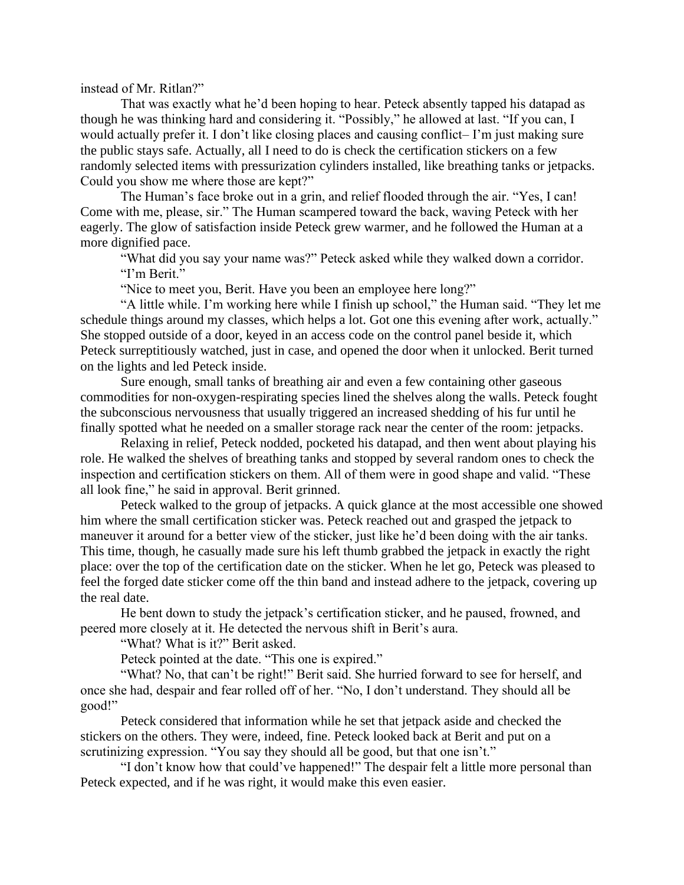instead of Mr. Ritlan?"

That was exactly what he'd been hoping to hear. Peteck absently tapped his datapad as though he was thinking hard and considering it. "Possibly," he allowed at last. "If you can, I would actually prefer it. I don't like closing places and causing conflict– I'm just making sure the public stays safe. Actually, all I need to do is check the certification stickers on a few randomly selected items with pressurization cylinders installed, like breathing tanks or jetpacks. Could you show me where those are kept?"

The Human's face broke out in a grin, and relief flooded through the air. "Yes, I can! Come with me, please, sir." The Human scampered toward the back, waving Peteck with her eagerly. The glow of satisfaction inside Peteck grew warmer, and he followed the Human at a more dignified pace.

"What did you say your name was?" Peteck asked while they walked down a corridor.

"I'm Berit."

"Nice to meet you, Berit. Have you been an employee here long?"

"A little while. I'm working here while I finish up school," the Human said. "They let me schedule things around my classes, which helps a lot. Got one this evening after work, actually." She stopped outside of a door, keyed in an access code on the control panel beside it, which Peteck surreptitiously watched, just in case, and opened the door when it unlocked. Berit turned on the lights and led Peteck inside.

Sure enough, small tanks of breathing air and even a few containing other gaseous commodities for non-oxygen-respirating species lined the shelves along the walls. Peteck fought the subconscious nervousness that usually triggered an increased shedding of his fur until he finally spotted what he needed on a smaller storage rack near the center of the room: jetpacks.

Relaxing in relief, Peteck nodded, pocketed his datapad, and then went about playing his role. He walked the shelves of breathing tanks and stopped by several random ones to check the inspection and certification stickers on them. All of them were in good shape and valid. "These all look fine," he said in approval. Berit grinned.

Peteck walked to the group of jetpacks. A quick glance at the most accessible one showed him where the small certification sticker was. Peteck reached out and grasped the jetpack to maneuver it around for a better view of the sticker, just like he'd been doing with the air tanks. This time, though, he casually made sure his left thumb grabbed the jetpack in exactly the right place: over the top of the certification date on the sticker. When he let go, Peteck was pleased to feel the forged date sticker come off the thin band and instead adhere to the jetpack, covering up the real date.

He bent down to study the jetpack's certification sticker, and he paused, frowned, and peered more closely at it. He detected the nervous shift in Berit's aura.

"What? What is it?" Berit asked.

Peteck pointed at the date. "This one is expired."

"What? No, that can't be right!" Berit said. She hurried forward to see for herself, and once she had, despair and fear rolled off of her. "No, I don't understand. They should all be good!"

Peteck considered that information while he set that jetpack aside and checked the stickers on the others. They were, indeed, fine. Peteck looked back at Berit and put on a scrutinizing expression. "You say they should all be good, but that one isn't."

"I don't know how that could've happened!" The despair felt a little more personal than Peteck expected, and if he was right, it would make this even easier.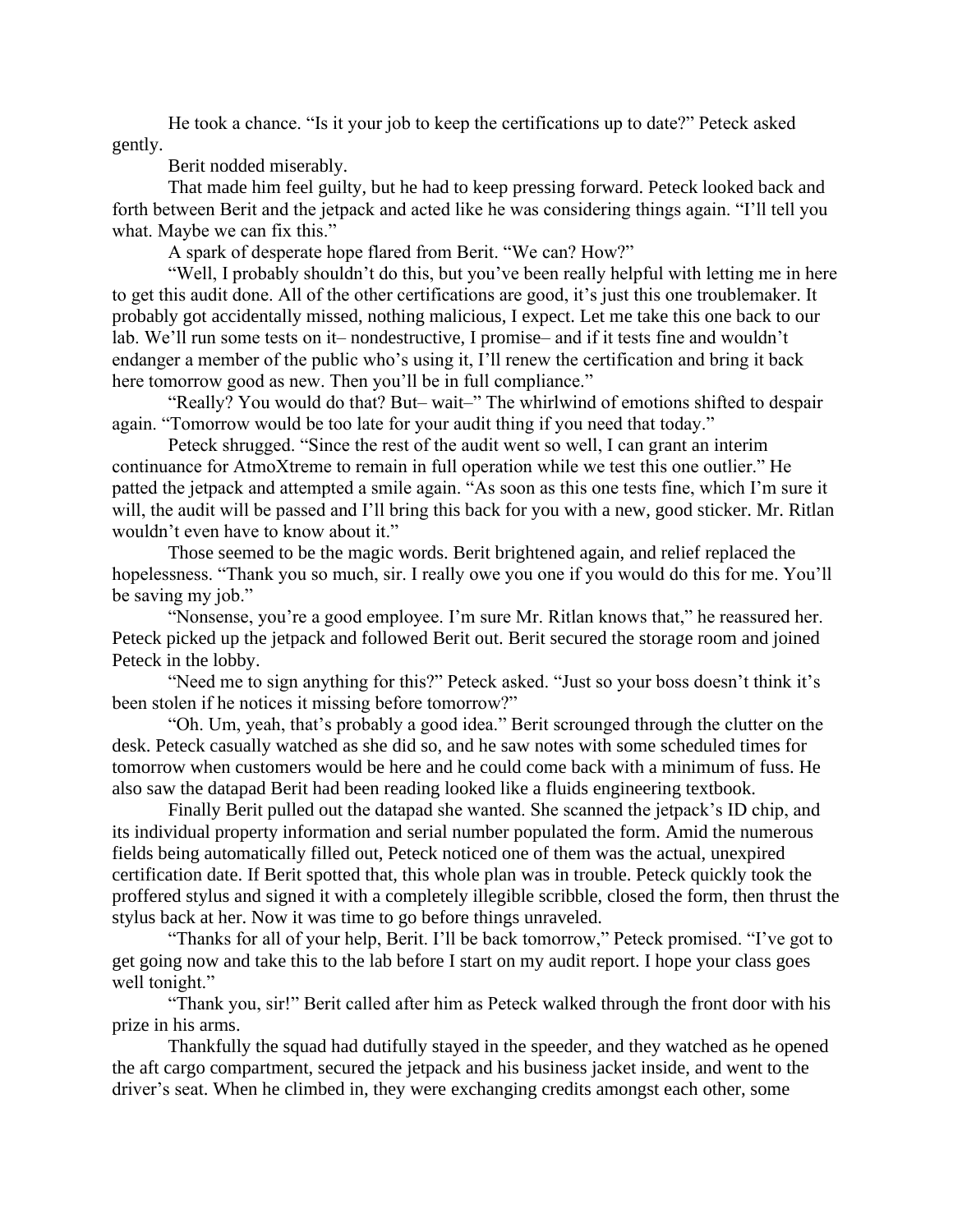He took a chance. "Is it your job to keep the certifications up to date?" Peteck asked gently.

Berit nodded miserably.

That made him feel guilty, but he had to keep pressing forward. Peteck looked back and forth between Berit and the jetpack and acted like he was considering things again. "I'll tell you what. Maybe we can fix this."

A spark of desperate hope flared from Berit. "We can? How?"

"Well, I probably shouldn't do this, but you've been really helpful with letting me in here to get this audit done. All of the other certifications are good, it's just this one troublemaker. It probably got accidentally missed, nothing malicious, I expect. Let me take this one back to our lab. We'll run some tests on it– nondestructive, I promise– and if it tests fine and wouldn't endanger a member of the public who's using it, I'll renew the certification and bring it back here tomorrow good as new. Then you'll be in full compliance."

"Really? You would do that? But– wait–" The whirlwind of emotions shifted to despair again. "Tomorrow would be too late for your audit thing if you need that today."

Peteck shrugged. "Since the rest of the audit went so well, I can grant an interim continuance for AtmoXtreme to remain in full operation while we test this one outlier." He patted the jetpack and attempted a smile again. "As soon as this one tests fine, which I'm sure it will, the audit will be passed and I'll bring this back for you with a new, good sticker. Mr. Ritlan wouldn't even have to know about it."

Those seemed to be the magic words. Berit brightened again, and relief replaced the hopelessness. "Thank you so much, sir. I really owe you one if you would do this for me. You'll be saving my job."

"Nonsense, you're a good employee. I'm sure Mr. Ritlan knows that," he reassured her. Peteck picked up the jetpack and followed Berit out. Berit secured the storage room and joined Peteck in the lobby.

"Need me to sign anything for this?" Peteck asked. "Just so your boss doesn't think it's been stolen if he notices it missing before tomorrow?"

"Oh. Um, yeah, that's probably a good idea." Berit scrounged through the clutter on the desk. Peteck casually watched as she did so, and he saw notes with some scheduled times for tomorrow when customers would be here and he could come back with a minimum of fuss. He also saw the datapad Berit had been reading looked like a fluids engineering textbook.

Finally Berit pulled out the datapad she wanted. She scanned the jetpack's ID chip, and its individual property information and serial number populated the form. Amid the numerous fields being automatically filled out, Peteck noticed one of them was the actual, unexpired certification date. If Berit spotted that, this whole plan was in trouble. Peteck quickly took the proffered stylus and signed it with a completely illegible scribble, closed the form, then thrust the stylus back at her. Now it was time to go before things unraveled.

"Thanks for all of your help, Berit. I'll be back tomorrow," Peteck promised. "I've got to get going now and take this to the lab before I start on my audit report. I hope your class goes well tonight."

"Thank you, sir!" Berit called after him as Peteck walked through the front door with his prize in his arms.

Thankfully the squad had dutifully stayed in the speeder, and they watched as he opened the aft cargo compartment, secured the jetpack and his business jacket inside, and went to the driver's seat. When he climbed in, they were exchanging credits amongst each other, some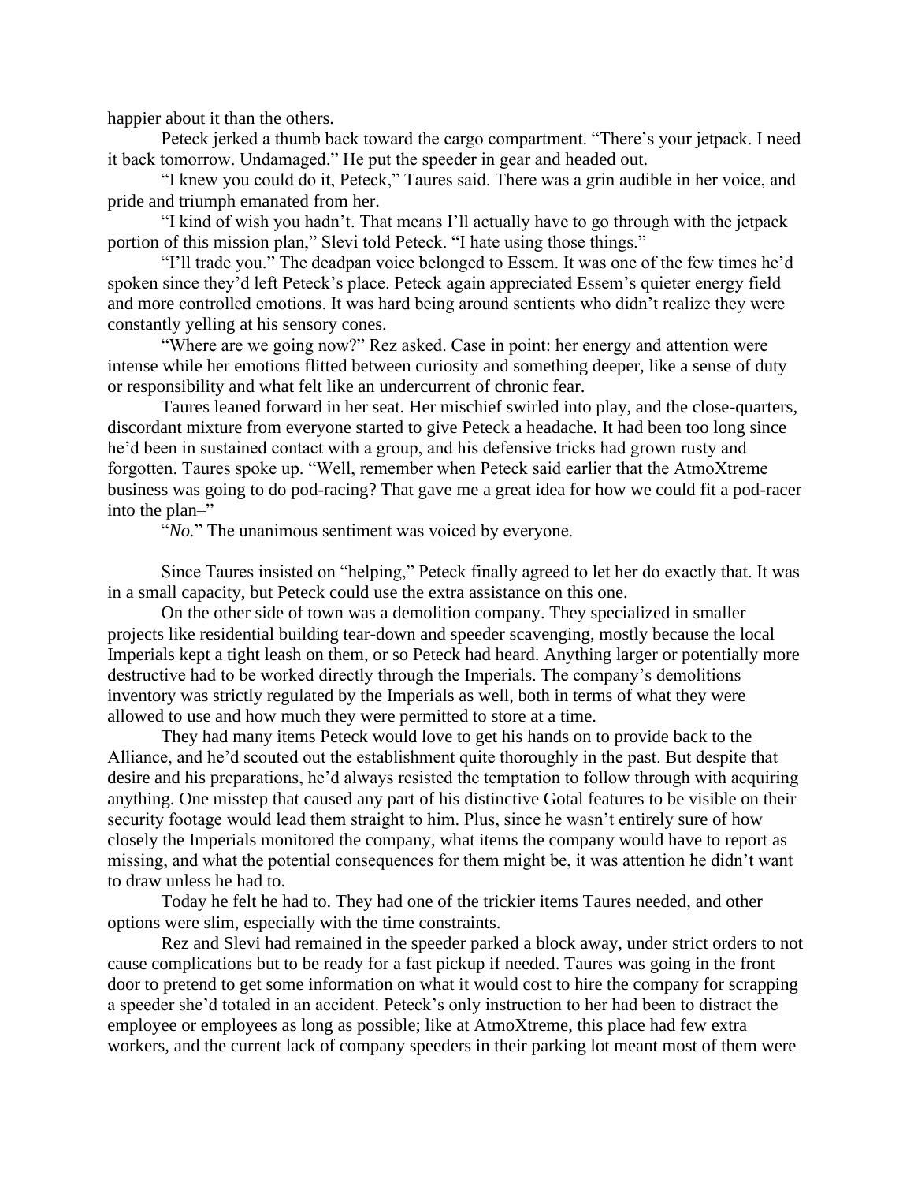happier about it than the others.

Peteck jerked a thumb back toward the cargo compartment. "There's your jetpack. I need it back tomorrow. Undamaged." He put the speeder in gear and headed out.

"I knew you could do it, Peteck," Taures said. There was a grin audible in her voice, and pride and triumph emanated from her.

"I kind of wish you hadn't. That means I'll actually have to go through with the jetpack portion of this mission plan," Slevi told Peteck. "I hate using those things."

"I'll trade you." The deadpan voice belonged to Essem. It was one of the few times he'd spoken since they'd left Peteck's place. Peteck again appreciated Essem's quieter energy field and more controlled emotions. It was hard being around sentients who didn't realize they were constantly yelling at his sensory cones.

"Where are we going now?" Rez asked. Case in point: her energy and attention were intense while her emotions flitted between curiosity and something deeper, like a sense of duty or responsibility and what felt like an undercurrent of chronic fear.

Taures leaned forward in her seat. Her mischief swirled into play, and the close-quarters, discordant mixture from everyone started to give Peteck a headache. It had been too long since he'd been in sustained contact with a group, and his defensive tricks had grown rusty and forgotten. Taures spoke up. "Well, remember when Peteck said earlier that the AtmoXtreme business was going to do pod-racing? That gave me a great idea for how we could fit a pod-racer into the plan–"

"*No.*" The unanimous sentiment was voiced by everyone.

Since Taures insisted on "helping," Peteck finally agreed to let her do exactly that. It was in a small capacity, but Peteck could use the extra assistance on this one.

On the other side of town was a demolition company. They specialized in smaller projects like residential building tear-down and speeder scavenging, mostly because the local Imperials kept a tight leash on them, or so Peteck had heard. Anything larger or potentially more destructive had to be worked directly through the Imperials. The company's demolitions inventory was strictly regulated by the Imperials as well, both in terms of what they were allowed to use and how much they were permitted to store at a time.

They had many items Peteck would love to get his hands on to provide back to the Alliance, and he'd scouted out the establishment quite thoroughly in the past. But despite that desire and his preparations, he'd always resisted the temptation to follow through with acquiring anything. One misstep that caused any part of his distinctive Gotal features to be visible on their security footage would lead them straight to him. Plus, since he wasn't entirely sure of how closely the Imperials monitored the company, what items the company would have to report as missing, and what the potential consequences for them might be, it was attention he didn't want to draw unless he had to.

Today he felt he had to. They had one of the trickier items Taures needed, and other options were slim, especially with the time constraints.

Rez and Slevi had remained in the speeder parked a block away, under strict orders to not cause complications but to be ready for a fast pickup if needed. Taures was going in the front door to pretend to get some information on what it would cost to hire the company for scrapping a speeder she'd totaled in an accident. Peteck's only instruction to her had been to distract the employee or employees as long as possible; like at AtmoXtreme, this place had few extra workers, and the current lack of company speeders in their parking lot meant most of them were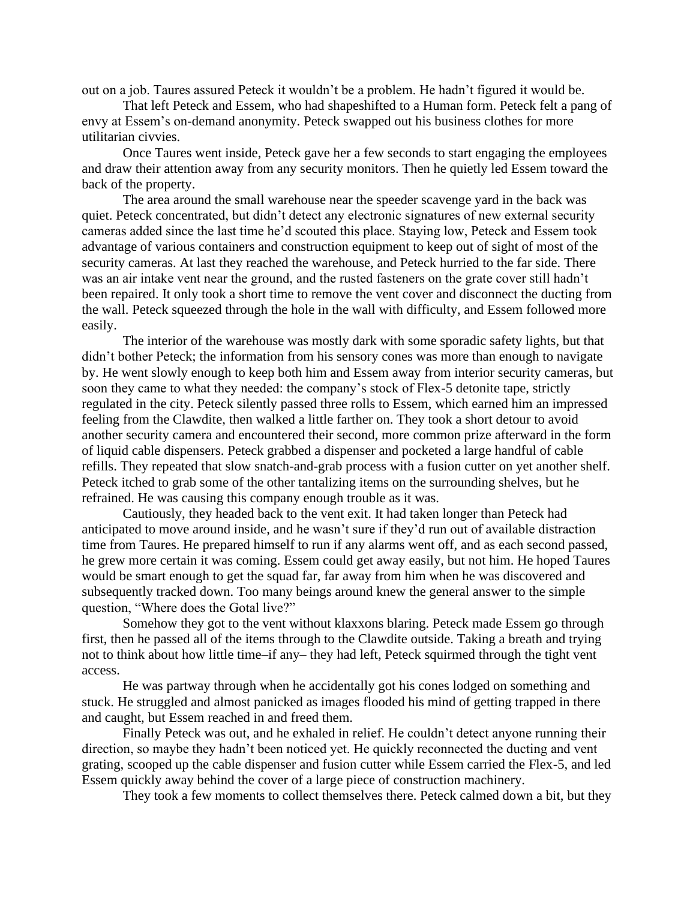out on a job. Taures assured Peteck it wouldn't be a problem. He hadn't figured it would be.

That left Peteck and Essem, who had shapeshifted to a Human form. Peteck felt a pang of envy at Essem's on-demand anonymity. Peteck swapped out his business clothes for more utilitarian civvies.

Once Taures went inside, Peteck gave her a few seconds to start engaging the employees and draw their attention away from any security monitors. Then he quietly led Essem toward the back of the property.

The area around the small warehouse near the speeder scavenge yard in the back was quiet. Peteck concentrated, but didn't detect any electronic signatures of new external security cameras added since the last time he'd scouted this place. Staying low, Peteck and Essem took advantage of various containers and construction equipment to keep out of sight of most of the security cameras. At last they reached the warehouse, and Peteck hurried to the far side. There was an air intake vent near the ground, and the rusted fasteners on the grate cover still hadn't been repaired. It only took a short time to remove the vent cover and disconnect the ducting from the wall. Peteck squeezed through the hole in the wall with difficulty, and Essem followed more easily.

The interior of the warehouse was mostly dark with some sporadic safety lights, but that didn't bother Peteck; the information from his sensory cones was more than enough to navigate by. He went slowly enough to keep both him and Essem away from interior security cameras, but soon they came to what they needed: the company's stock of Flex-5 detonite tape, strictly regulated in the city. Peteck silently passed three rolls to Essem, which earned him an impressed feeling from the Clawdite, then walked a little farther on. They took a short detour to avoid another security camera and encountered their second, more common prize afterward in the form of liquid cable dispensers. Peteck grabbed a dispenser and pocketed a large handful of cable refills. They repeated that slow snatch-and-grab process with a fusion cutter on yet another shelf. Peteck itched to grab some of the other tantalizing items on the surrounding shelves, but he refrained. He was causing this company enough trouble as it was.

Cautiously, they headed back to the vent exit. It had taken longer than Peteck had anticipated to move around inside, and he wasn't sure if they'd run out of available distraction time from Taures. He prepared himself to run if any alarms went off, and as each second passed, he grew more certain it was coming. Essem could get away easily, but not him. He hoped Taures would be smart enough to get the squad far, far away from him when he was discovered and subsequently tracked down. Too many beings around knew the general answer to the simple question, "Where does the Gotal live?"

Somehow they got to the vent without klaxxons blaring. Peteck made Essem go through first, then he passed all of the items through to the Clawdite outside. Taking a breath and trying not to think about how little time–if any– they had left, Peteck squirmed through the tight vent access.

He was partway through when he accidentally got his cones lodged on something and stuck. He struggled and almost panicked as images flooded his mind of getting trapped in there and caught, but Essem reached in and freed them.

Finally Peteck was out, and he exhaled in relief. He couldn't detect anyone running their direction, so maybe they hadn't been noticed yet. He quickly reconnected the ducting and vent grating, scooped up the cable dispenser and fusion cutter while Essem carried the Flex-5, and led Essem quickly away behind the cover of a large piece of construction machinery.

They took a few moments to collect themselves there. Peteck calmed down a bit, but they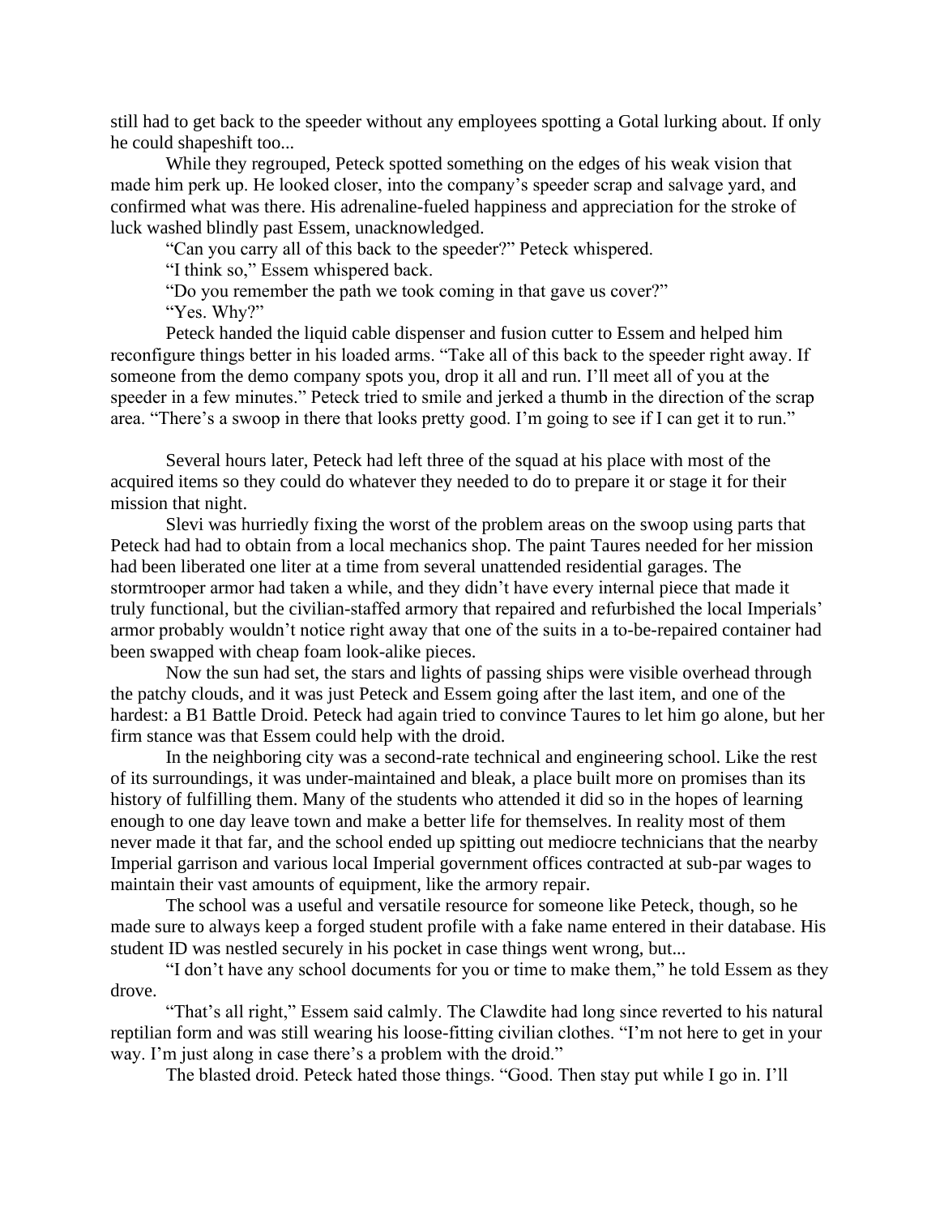still had to get back to the speeder without any employees spotting a Gotal lurking about. If only he could shapeshift too...

While they regrouped, Peteck spotted something on the edges of his weak vision that made him perk up. He looked closer, into the company's speeder scrap and salvage yard, and confirmed what was there. His adrenaline-fueled happiness and appreciation for the stroke of luck washed blindly past Essem, unacknowledged.

"Can you carry all of this back to the speeder?" Peteck whispered.

"I think so," Essem whispered back.

"Do you remember the path we took coming in that gave us cover?"

"Yes. Why?"

Peteck handed the liquid cable dispenser and fusion cutter to Essem and helped him reconfigure things better in his loaded arms. "Take all of this back to the speeder right away. If someone from the demo company spots you, drop it all and run. I'll meet all of you at the speeder in a few minutes." Peteck tried to smile and jerked a thumb in the direction of the scrap area. "There's a swoop in there that looks pretty good. I'm going to see if I can get it to run."

Several hours later, Peteck had left three of the squad at his place with most of the acquired items so they could do whatever they needed to do to prepare it or stage it for their mission that night.

Slevi was hurriedly fixing the worst of the problem areas on the swoop using parts that Peteck had had to obtain from a local mechanics shop. The paint Taures needed for her mission had been liberated one liter at a time from several unattended residential garages. The stormtrooper armor had taken a while, and they didn't have every internal piece that made it truly functional, but the civilian-staffed armory that repaired and refurbished the local Imperials' armor probably wouldn't notice right away that one of the suits in a to-be-repaired container had been swapped with cheap foam look-alike pieces.

Now the sun had set, the stars and lights of passing ships were visible overhead through the patchy clouds, and it was just Peteck and Essem going after the last item, and one of the hardest: a B1 Battle Droid. Peteck had again tried to convince Taures to let him go alone, but her firm stance was that Essem could help with the droid.

In the neighboring city was a second-rate technical and engineering school. Like the rest of its surroundings, it was under-maintained and bleak, a place built more on promises than its history of fulfilling them. Many of the students who attended it did so in the hopes of learning enough to one day leave town and make a better life for themselves. In reality most of them never made it that far, and the school ended up spitting out mediocre technicians that the nearby Imperial garrison and various local Imperial government offices contracted at sub-par wages to maintain their vast amounts of equipment, like the armory repair.

The school was a useful and versatile resource for someone like Peteck, though, so he made sure to always keep a forged student profile with a fake name entered in their database. His student ID was nestled securely in his pocket in case things went wrong, but...

"I don't have any school documents for you or time to make them," he told Essem as they drove.

"That's all right," Essem said calmly. The Clawdite had long since reverted to his natural reptilian form and was still wearing his loose-fitting civilian clothes. "I'm not here to get in your way. I'm just along in case there's a problem with the droid."

The blasted droid. Peteck hated those things. "Good. Then stay put while I go in. I'll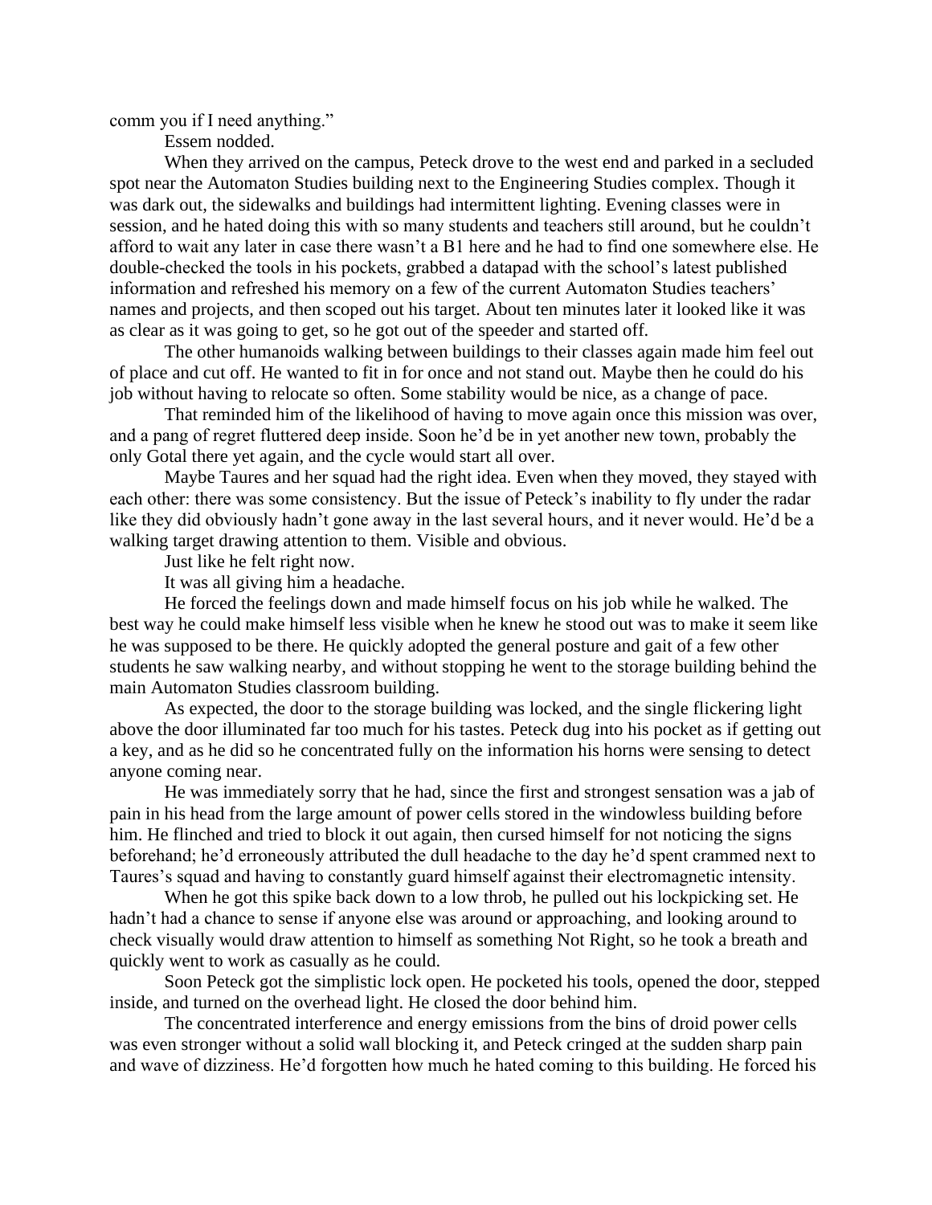comm you if I need anything."

Essem nodded.

When they arrived on the campus, Peteck drove to the west end and parked in a secluded spot near the Automaton Studies building next to the Engineering Studies complex. Though it was dark out, the sidewalks and buildings had intermittent lighting. Evening classes were in session, and he hated doing this with so many students and teachers still around, but he couldn't afford to wait any later in case there wasn't a B1 here and he had to find one somewhere else. He double-checked the tools in his pockets, grabbed a datapad with the school's latest published information and refreshed his memory on a few of the current Automaton Studies teachers' names and projects, and then scoped out his target. About ten minutes later it looked like it was as clear as it was going to get, so he got out of the speeder and started off.

The other humanoids walking between buildings to their classes again made him feel out of place and cut off. He wanted to fit in for once and not stand out. Maybe then he could do his job without having to relocate so often. Some stability would be nice, as a change of pace.

That reminded him of the likelihood of having to move again once this mission was over, and a pang of regret fluttered deep inside. Soon he'd be in yet another new town, probably the only Gotal there yet again, and the cycle would start all over.

Maybe Taures and her squad had the right idea. Even when they moved, they stayed with each other: there was some consistency. But the issue of Peteck's inability to fly under the radar like they did obviously hadn't gone away in the last several hours, and it never would. He'd be a walking target drawing attention to them. Visible and obvious.

Just like he felt right now.

It was all giving him a headache.

He forced the feelings down and made himself focus on his job while he walked. The best way he could make himself less visible when he knew he stood out was to make it seem like he was supposed to be there. He quickly adopted the general posture and gait of a few other students he saw walking nearby, and without stopping he went to the storage building behind the main Automaton Studies classroom building.

As expected, the door to the storage building was locked, and the single flickering light above the door illuminated far too much for his tastes. Peteck dug into his pocket as if getting out a key, and as he did so he concentrated fully on the information his horns were sensing to detect anyone coming near.

He was immediately sorry that he had, since the first and strongest sensation was a jab of pain in his head from the large amount of power cells stored in the windowless building before him. He flinched and tried to block it out again, then cursed himself for not noticing the signs beforehand; he'd erroneously attributed the dull headache to the day he'd spent crammed next to Taures's squad and having to constantly guard himself against their electromagnetic intensity.

When he got this spike back down to a low throb, he pulled out his lockpicking set. He hadn't had a chance to sense if anyone else was around or approaching, and looking around to check visually would draw attention to himself as something Not Right, so he took a breath and quickly went to work as casually as he could.

Soon Peteck got the simplistic lock open. He pocketed his tools, opened the door, stepped inside, and turned on the overhead light. He closed the door behind him.

The concentrated interference and energy emissions from the bins of droid power cells was even stronger without a solid wall blocking it, and Peteck cringed at the sudden sharp pain and wave of dizziness. He'd forgotten how much he hated coming to this building. He forced his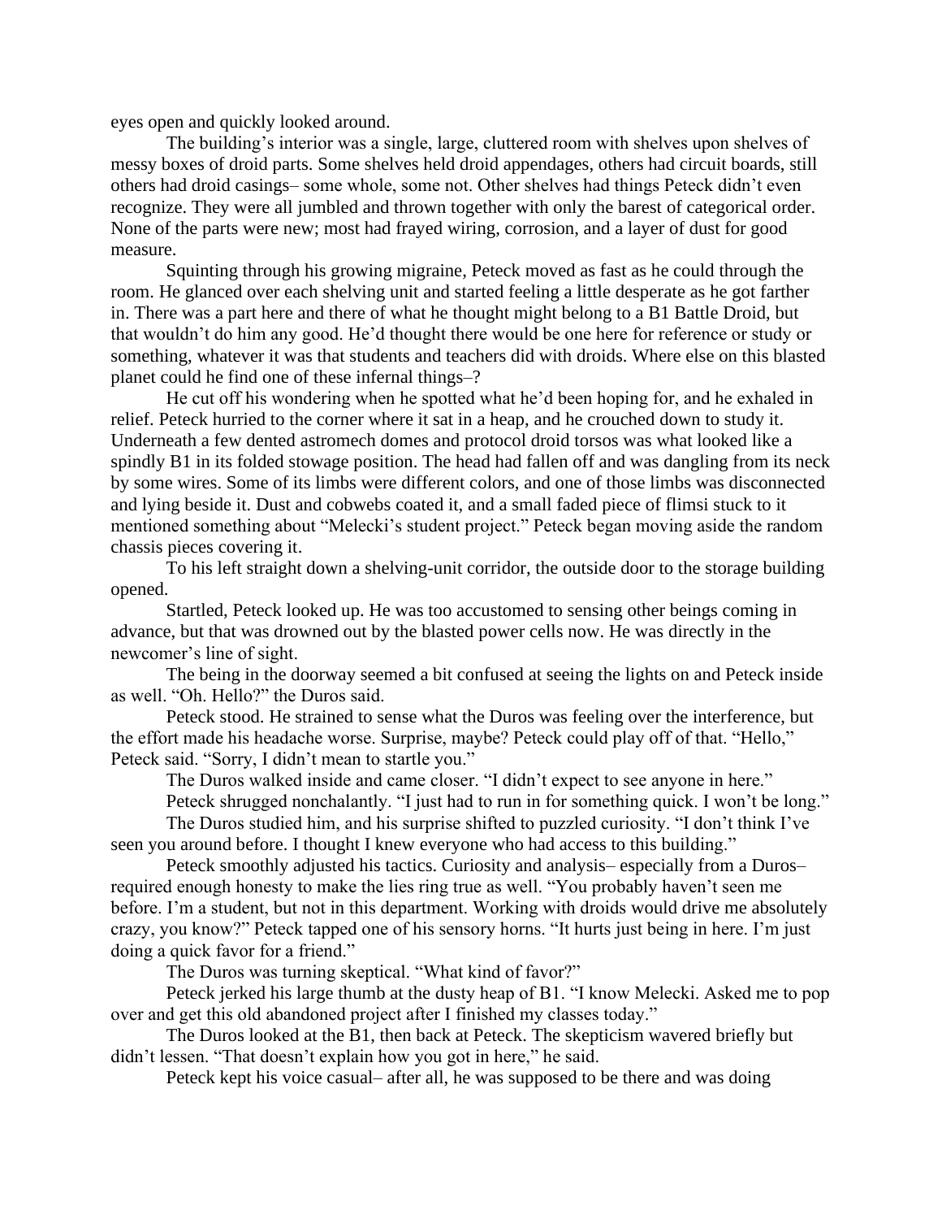eyes open and quickly looked around.

The building's interior was a single, large, cluttered room with shelves upon shelves of messy boxes of droid parts. Some shelves held droid appendages, others had circuit boards, still others had droid casings– some whole, some not. Other shelves had things Peteck didn't even recognize. They were all jumbled and thrown together with only the barest of categorical order. None of the parts were new; most had frayed wiring, corrosion, and a layer of dust for good measure.

Squinting through his growing migraine, Peteck moved as fast as he could through the room. He glanced over each shelving unit and started feeling a little desperate as he got farther in. There was a part here and there of what he thought might belong to a B1 Battle Droid, but that wouldn't do him any good. He'd thought there would be one here for reference or study or something, whatever it was that students and teachers did with droids. Where else on this blasted planet could he find one of these infernal things–?

He cut off his wondering when he spotted what he'd been hoping for, and he exhaled in relief. Peteck hurried to the corner where it sat in a heap, and he crouched down to study it. Underneath a few dented astromech domes and protocol droid torsos was what looked like a spindly B1 in its folded stowage position. The head had fallen off and was dangling from its neck by some wires. Some of its limbs were different colors, and one of those limbs was disconnected and lying beside it. Dust and cobwebs coated it, and a small faded piece of flimsi stuck to it mentioned something about "Melecki's student project." Peteck began moving aside the random chassis pieces covering it.

To his left straight down a shelving-unit corridor, the outside door to the storage building opened.

Startled, Peteck looked up. He was too accustomed to sensing other beings coming in advance, but that was drowned out by the blasted power cells now. He was directly in the newcomer's line of sight.

The being in the doorway seemed a bit confused at seeing the lights on and Peteck inside as well. "Oh. Hello?" the Duros said.

Peteck stood. He strained to sense what the Duros was feeling over the interference, but the effort made his headache worse. Surprise, maybe? Peteck could play off of that. "Hello," Peteck said. "Sorry, I didn't mean to startle you."

The Duros walked inside and came closer. "I didn't expect to see anyone in here."

Peteck shrugged nonchalantly. "I just had to run in for something quick. I won't be long."

The Duros studied him, and his surprise shifted to puzzled curiosity. "I don't think I've seen you around before. I thought I knew everyone who had access to this building."

Peteck smoothly adjusted his tactics. Curiosity and analysis– especially from a Duros– required enough honesty to make the lies ring true as well. "You probably haven't seen me before. I'm a student, but not in this department. Working with droids would drive me absolutely crazy, you know?" Peteck tapped one of his sensory horns. "It hurts just being in here. I'm just doing a quick favor for a friend."

The Duros was turning skeptical. "What kind of favor?"

Peteck jerked his large thumb at the dusty heap of B1. "I know Melecki. Asked me to pop over and get this old abandoned project after I finished my classes today."

The Duros looked at the B1, then back at Peteck. The skepticism wavered briefly but didn't lessen. "That doesn't explain how you got in here," he said.

Peteck kept his voice casual– after all, he was supposed to be there and was doing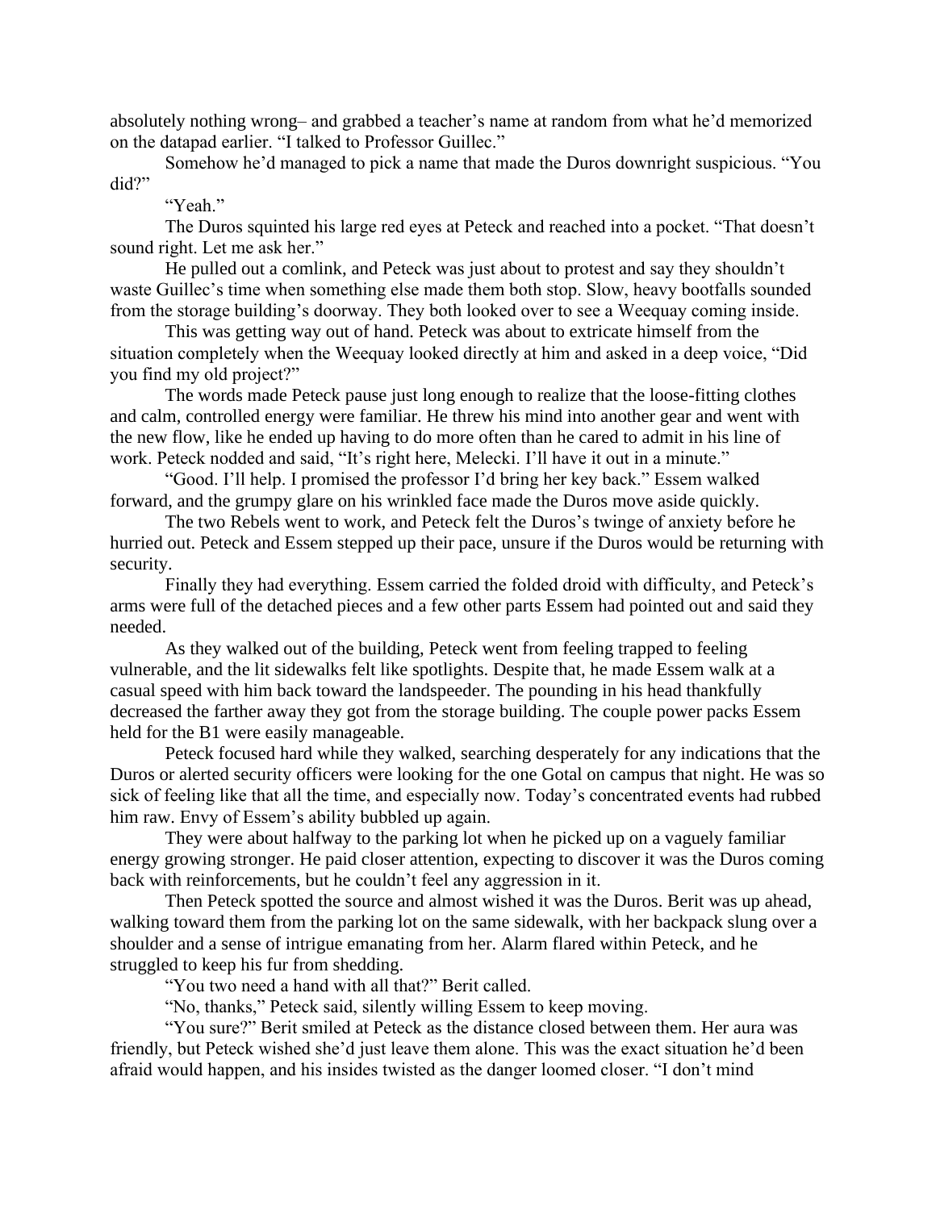absolutely nothing wrong– and grabbed a teacher's name at random from what he'd memorized on the datapad earlier. "I talked to Professor Guillec."

Somehow he'd managed to pick a name that made the Duros downright suspicious. "You did?"

"Yeah."

The Duros squinted his large red eyes at Peteck and reached into a pocket. "That doesn't sound right. Let me ask her."

He pulled out a comlink, and Peteck was just about to protest and say they shouldn't waste Guillec's time when something else made them both stop. Slow, heavy bootfalls sounded from the storage building's doorway. They both looked over to see a Weequay coming inside.

This was getting way out of hand. Peteck was about to extricate himself from the situation completely when the Weequay looked directly at him and asked in a deep voice, "Did you find my old project?"

The words made Peteck pause just long enough to realize that the loose-fitting clothes and calm, controlled energy were familiar. He threw his mind into another gear and went with the new flow, like he ended up having to do more often than he cared to admit in his line of work. Peteck nodded and said, "It's right here, Melecki. I'll have it out in a minute."

"Good. I'll help. I promised the professor I'd bring her key back." Essem walked forward, and the grumpy glare on his wrinkled face made the Duros move aside quickly.

The two Rebels went to work, and Peteck felt the Duros's twinge of anxiety before he hurried out. Peteck and Essem stepped up their pace, unsure if the Duros would be returning with security.

Finally they had everything. Essem carried the folded droid with difficulty, and Peteck's arms were full of the detached pieces and a few other parts Essem had pointed out and said they needed.

As they walked out of the building, Peteck went from feeling trapped to feeling vulnerable, and the lit sidewalks felt like spotlights. Despite that, he made Essem walk at a casual speed with him back toward the landspeeder. The pounding in his head thankfully decreased the farther away they got from the storage building. The couple power packs Essem held for the B1 were easily manageable.

Peteck focused hard while they walked, searching desperately for any indications that the Duros or alerted security officers were looking for the one Gotal on campus that night. He was so sick of feeling like that all the time, and especially now. Today's concentrated events had rubbed him raw. Envy of Essem's ability bubbled up again.

They were about halfway to the parking lot when he picked up on a vaguely familiar energy growing stronger. He paid closer attention, expecting to discover it was the Duros coming back with reinforcements, but he couldn't feel any aggression in it.

Then Peteck spotted the source and almost wished it was the Duros. Berit was up ahead, walking toward them from the parking lot on the same sidewalk, with her backpack slung over a shoulder and a sense of intrigue emanating from her. Alarm flared within Peteck, and he struggled to keep his fur from shedding.

"You two need a hand with all that?" Berit called.

"No, thanks," Peteck said, silently willing Essem to keep moving.

"You sure?" Berit smiled at Peteck as the distance closed between them. Her aura was friendly, but Peteck wished she'd just leave them alone. This was the exact situation he'd been afraid would happen, and his insides twisted as the danger loomed closer. "I don't mind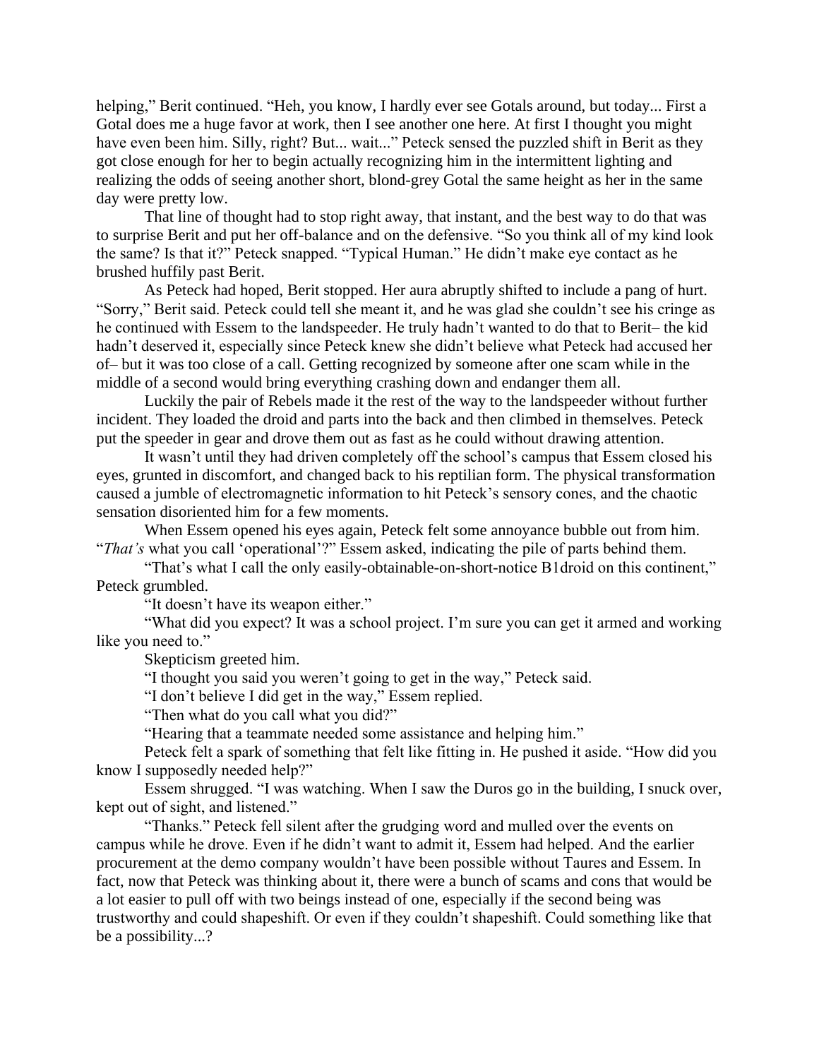helping," Berit continued. "Heh, you know, I hardly ever see Gotals around, but today... First a Gotal does me a huge favor at work, then I see another one here. At first I thought you might have even been him. Silly, right? But... wait..." Peteck sensed the puzzled shift in Berit as they got close enough for her to begin actually recognizing him in the intermittent lighting and realizing the odds of seeing another short, blond-grey Gotal the same height as her in the same day were pretty low.

That line of thought had to stop right away, that instant, and the best way to do that was to surprise Berit and put her off-balance and on the defensive. "So you think all of my kind look the same? Is that it?" Peteck snapped. "Typical Human." He didn't make eye contact as he brushed huffily past Berit.

As Peteck had hoped, Berit stopped. Her aura abruptly shifted to include a pang of hurt. "Sorry," Berit said. Peteck could tell she meant it, and he was glad she couldn't see his cringe as he continued with Essem to the landspeeder. He truly hadn't wanted to do that to Berit– the kid hadn't deserved it, especially since Peteck knew she didn't believe what Peteck had accused her of– but it was too close of a call. Getting recognized by someone after one scam while in the middle of a second would bring everything crashing down and endanger them all.

Luckily the pair of Rebels made it the rest of the way to the landspeeder without further incident. They loaded the droid and parts into the back and then climbed in themselves. Peteck put the speeder in gear and drove them out as fast as he could without drawing attention.

It wasn't until they had driven completely off the school's campus that Essem closed his eyes, grunted in discomfort, and changed back to his reptilian form. The physical transformation caused a jumble of electromagnetic information to hit Peteck's sensory cones, and the chaotic sensation disoriented him for a few moments.

When Essem opened his eyes again, Peteck felt some annoyance bubble out from him. "*That's* what you call 'operational'?" Essem asked, indicating the pile of parts behind them.

"That's what I call the only easily-obtainable-on-short-notice B1droid on this continent," Peteck grumbled.

"It doesn't have its weapon either."

"What did you expect? It was a school project. I'm sure you can get it armed and working like you need to."

Skepticism greeted him.

"I thought you said you weren't going to get in the way," Peteck said.

"I don't believe I did get in the way," Essem replied.

"Then what do you call what you did?"

"Hearing that a teammate needed some assistance and helping him."

Peteck felt a spark of something that felt like fitting in. He pushed it aside. "How did you know I supposedly needed help?"

Essem shrugged. "I was watching. When I saw the Duros go in the building, I snuck over, kept out of sight, and listened."

"Thanks." Peteck fell silent after the grudging word and mulled over the events on campus while he drove. Even if he didn't want to admit it, Essem had helped. And the earlier procurement at the demo company wouldn't have been possible without Taures and Essem. In fact, now that Peteck was thinking about it, there were a bunch of scams and cons that would be a lot easier to pull off with two beings instead of one, especially if the second being was trustworthy and could shapeshift. Or even if they couldn't shapeshift. Could something like that be a possibility...?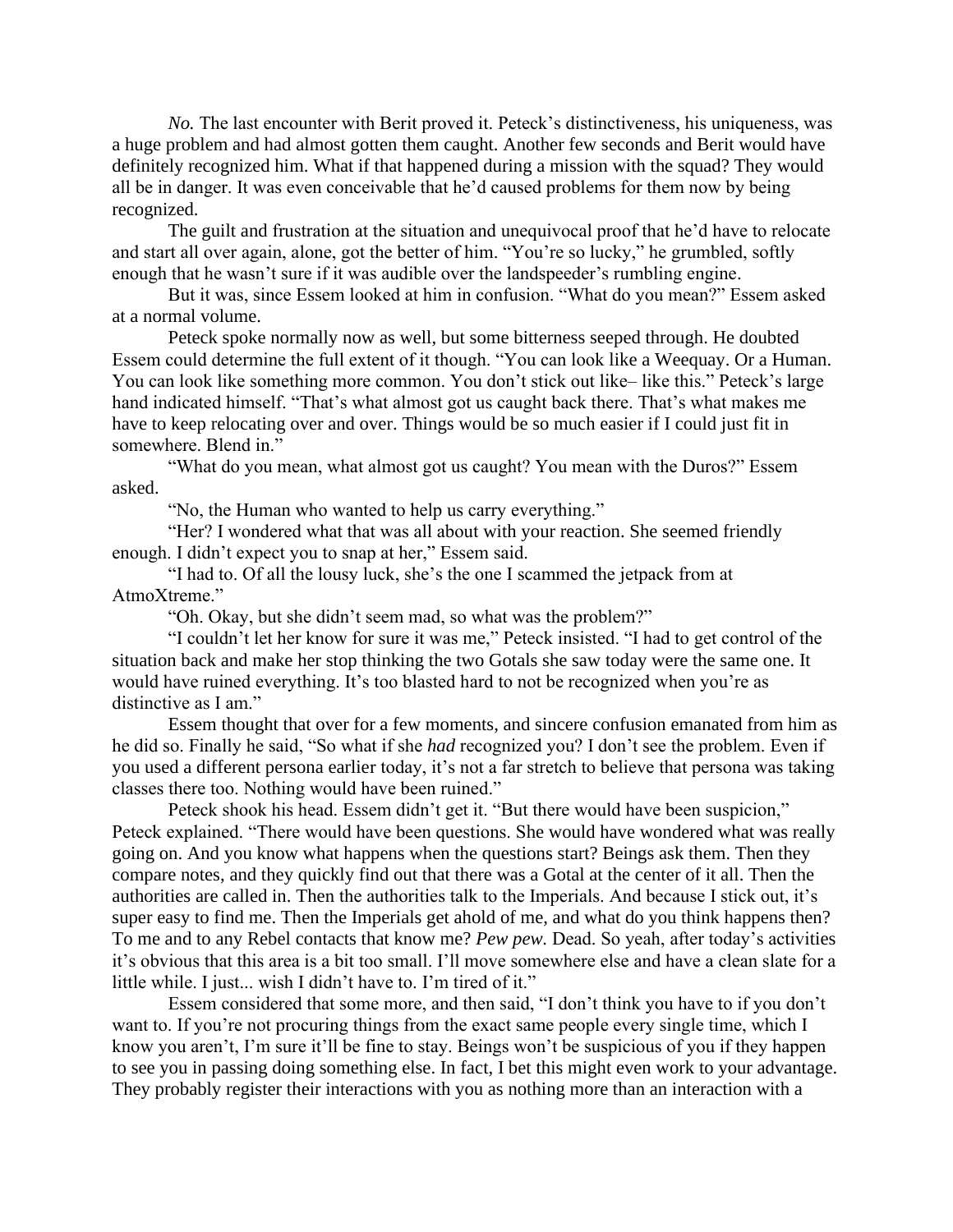*No.* The last encounter with Berit proved it. Peteck's distinctiveness, his uniqueness, was a huge problem and had almost gotten them caught. Another few seconds and Berit would have definitely recognized him. What if that happened during a mission with the squad? They would all be in danger. It was even conceivable that he'd caused problems for them now by being recognized.

The guilt and frustration at the situation and unequivocal proof that he'd have to relocate and start all over again, alone, got the better of him. "You're so lucky," he grumbled, softly enough that he wasn't sure if it was audible over the landspeeder's rumbling engine.

But it was, since Essem looked at him in confusion. "What do you mean?" Essem asked at a normal volume.

Peteck spoke normally now as well, but some bitterness seeped through. He doubted Essem could determine the full extent of it though. "You can look like a Weequay. Or a Human. You can look like something more common. You don't stick out like– like this." Peteck's large hand indicated himself. "That's what almost got us caught back there. That's what makes me have to keep relocating over and over. Things would be so much easier if I could just fit in somewhere. Blend in."

"What do you mean, what almost got us caught? You mean with the Duros?" Essem asked.

"No, the Human who wanted to help us carry everything."

"Her? I wondered what that was all about with your reaction. She seemed friendly enough. I didn't expect you to snap at her," Essem said.

"I had to. Of all the lousy luck, she's the one I scammed the jetpack from at AtmoXtreme."

"Oh. Okay, but she didn't seem mad, so what was the problem?"

"I couldn't let her know for sure it was me," Peteck insisted. "I had to get control of the situation back and make her stop thinking the two Gotals she saw today were the same one. It would have ruined everything. It's too blasted hard to not be recognized when you're as distinctive as I am."

Essem thought that over for a few moments, and sincere confusion emanated from him as he did so. Finally he said, "So what if she *had* recognized you? I don't see the problem. Even if you used a different persona earlier today, it's not a far stretch to believe that persona was taking classes there too. Nothing would have been ruined."

Peteck shook his head. Essem didn't get it. "But there would have been suspicion," Peteck explained. "There would have been questions. She would have wondered what was really going on. And you know what happens when the questions start? Beings ask them. Then they compare notes, and they quickly find out that there was a Gotal at the center of it all. Then the authorities are called in. Then the authorities talk to the Imperials. And because I stick out, it's super easy to find me. Then the Imperials get ahold of me, and what do you think happens then? To me and to any Rebel contacts that know me? *Pew pew.* Dead. So yeah, after today's activities it's obvious that this area is a bit too small. I'll move somewhere else and have a clean slate for a little while. I just... wish I didn't have to. I'm tired of it."

Essem considered that some more, and then said, "I don't think you have to if you don't want to. If you're not procuring things from the exact same people every single time, which I know you aren't, I'm sure it'll be fine to stay. Beings won't be suspicious of you if they happen to see you in passing doing something else. In fact, I bet this might even work to your advantage. They probably register their interactions with you as nothing more than an interaction with a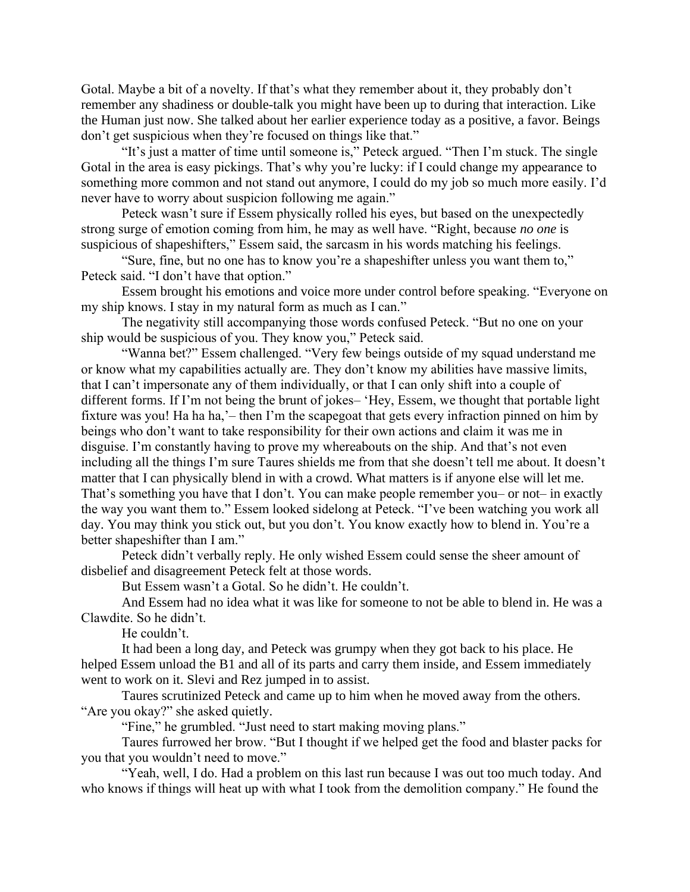Gotal. Maybe a bit of a novelty. If that's what they remember about it, they probably don't remember any shadiness or double-talk you might have been up to during that interaction. Like the Human just now. She talked about her earlier experience today as a positive, a favor. Beings don't get suspicious when they're focused on things like that."

"It's just a matter of time until someone is," Peteck argued. "Then I'm stuck. The single Gotal in the area is easy pickings. That's why you're lucky: if I could change my appearance to something more common and not stand out anymore, I could do my job so much more easily. I'd never have to worry about suspicion following me again."

Peteck wasn't sure if Essem physically rolled his eyes, but based on the unexpectedly strong surge of emotion coming from him, he may as well have. "Right, because *no one* is suspicious of shapeshifters," Essem said, the sarcasm in his words matching his feelings.

"Sure, fine, but no one has to know you're a shapeshifter unless you want them to," Peteck said. "I don't have that option."

Essem brought his emotions and voice more under control before speaking. "Everyone on my ship knows. I stay in my natural form as much as I can."

The negativity still accompanying those words confused Peteck. "But no one on your ship would be suspicious of you. They know you," Peteck said.

"Wanna bet?" Essem challenged. "Very few beings outside of my squad understand me or know what my capabilities actually are. They don't know my abilities have massive limits, that I can't impersonate any of them individually, or that I can only shift into a couple of different forms. If I'm not being the brunt of jokes– 'Hey, Essem, we thought that portable light fixture was you! Ha ha ha,'– then I'm the scapegoat that gets every infraction pinned on him by beings who don't want to take responsibility for their own actions and claim it was me in disguise. I'm constantly having to prove my whereabouts on the ship. And that's not even including all the things I'm sure Taures shields me from that she doesn't tell me about. It doesn't matter that I can physically blend in with a crowd. What matters is if anyone else will let me. That's something you have that I don't. You can make people remember you– or not– in exactly the way you want them to." Essem looked sidelong at Peteck. "I've been watching you work all day. You may think you stick out, but you don't. You know exactly how to blend in. You're a better shapeshifter than I am."

Peteck didn't verbally reply. He only wished Essem could sense the sheer amount of disbelief and disagreement Peteck felt at those words.

But Essem wasn't a Gotal. So he didn't. He couldn't.

And Essem had no idea what it was like for someone to not be able to blend in. He was a Clawdite. So he didn't.

He couldn't.

It had been a long day, and Peteck was grumpy when they got back to his place. He helped Essem unload the B1 and all of its parts and carry them inside, and Essem immediately went to work on it. Slevi and Rez jumped in to assist.

Taures scrutinized Peteck and came up to him when he moved away from the others. "Are you okay?" she asked quietly.

"Fine," he grumbled. "Just need to start making moving plans."

Taures furrowed her brow. "But I thought if we helped get the food and blaster packs for you that you wouldn't need to move."

"Yeah, well, I do. Had a problem on this last run because I was out too much today. And who knows if things will heat up with what I took from the demolition company." He found the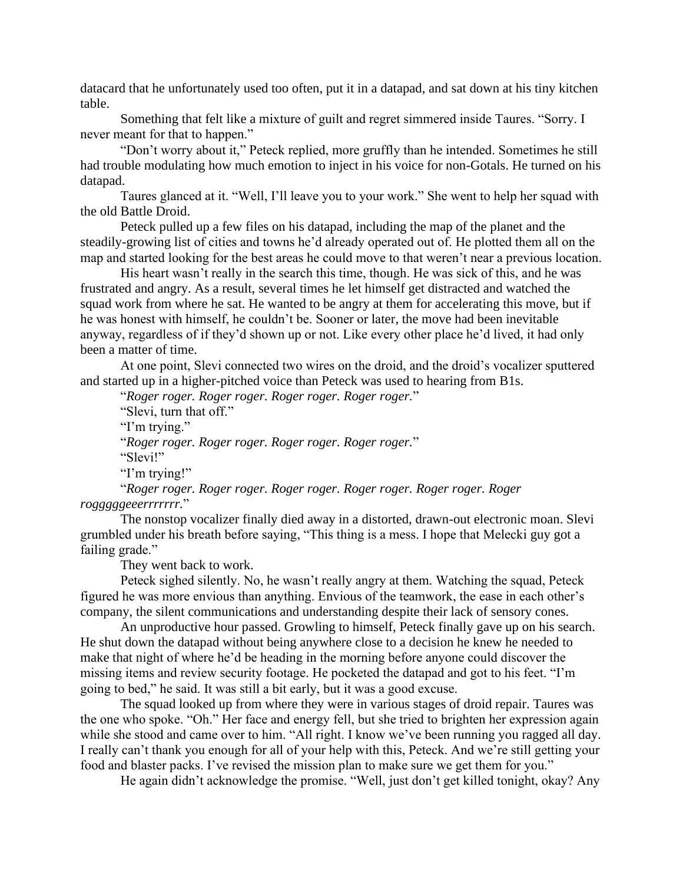datacard that he unfortunately used too often, put it in a datapad, and sat down at his tiny kitchen table.

Something that felt like a mixture of guilt and regret simmered inside Taures. "Sorry. I never meant for that to happen."

"Don't worry about it," Peteck replied, more gruffly than he intended. Sometimes he still had trouble modulating how much emotion to inject in his voice for non-Gotals. He turned on his datapad.

Taures glanced at it. "Well, I'll leave you to your work." She went to help her squad with the old Battle Droid.

Peteck pulled up a few files on his datapad, including the map of the planet and the steadily-growing list of cities and towns he'd already operated out of. He plotted them all on the map and started looking for the best areas he could move to that weren't near a previous location.

His heart wasn't really in the search this time, though. He was sick of this, and he was frustrated and angry. As a result, several times he let himself get distracted and watched the squad work from where he sat. He wanted to be angry at them for accelerating this move, but if he was honest with himself, he couldn't be. Sooner or later, the move had been inevitable anyway, regardless of if they'd shown up or not. Like every other place he'd lived, it had only been a matter of time.

At one point, Slevi connected two wires on the droid, and the droid's vocalizer sputtered and started up in a higher-pitched voice than Peteck was used to hearing from B1s.

"*Roger roger. Roger roger. Roger roger. Roger roger.*"

"Slevi, turn that off."

"I'm trying."

"*Roger roger. Roger roger. Roger roger. Roger roger.*"

"Slevi!"

"I'm trying!"

"*Roger roger. Roger roger. Roger roger. Roger roger. Roger roger. Roger rogggggeeerrrrrrr.*"

The nonstop vocalizer finally died away in a distorted, drawn-out electronic moan. Slevi grumbled under his breath before saying, "This thing is a mess. I hope that Melecki guy got a failing grade."

They went back to work.

Peteck sighed silently. No, he wasn't really angry at them. Watching the squad, Peteck figured he was more envious than anything. Envious of the teamwork, the ease in each other's company, the silent communications and understanding despite their lack of sensory cones.

An unproductive hour passed. Growling to himself, Peteck finally gave up on his search. He shut down the datapad without being anywhere close to a decision he knew he needed to make that night of where he'd be heading in the morning before anyone could discover the missing items and review security footage. He pocketed the datapad and got to his feet. "I'm going to bed," he said. It was still a bit early, but it was a good excuse.

The squad looked up from where they were in various stages of droid repair. Taures was the one who spoke. "Oh." Her face and energy fell, but she tried to brighten her expression again while she stood and came over to him. "All right. I know we've been running you ragged all day. I really can't thank you enough for all of your help with this, Peteck. And we're still getting your food and blaster packs. I've revised the mission plan to make sure we get them for you."

He again didn't acknowledge the promise. "Well, just don't get killed tonight, okay? Any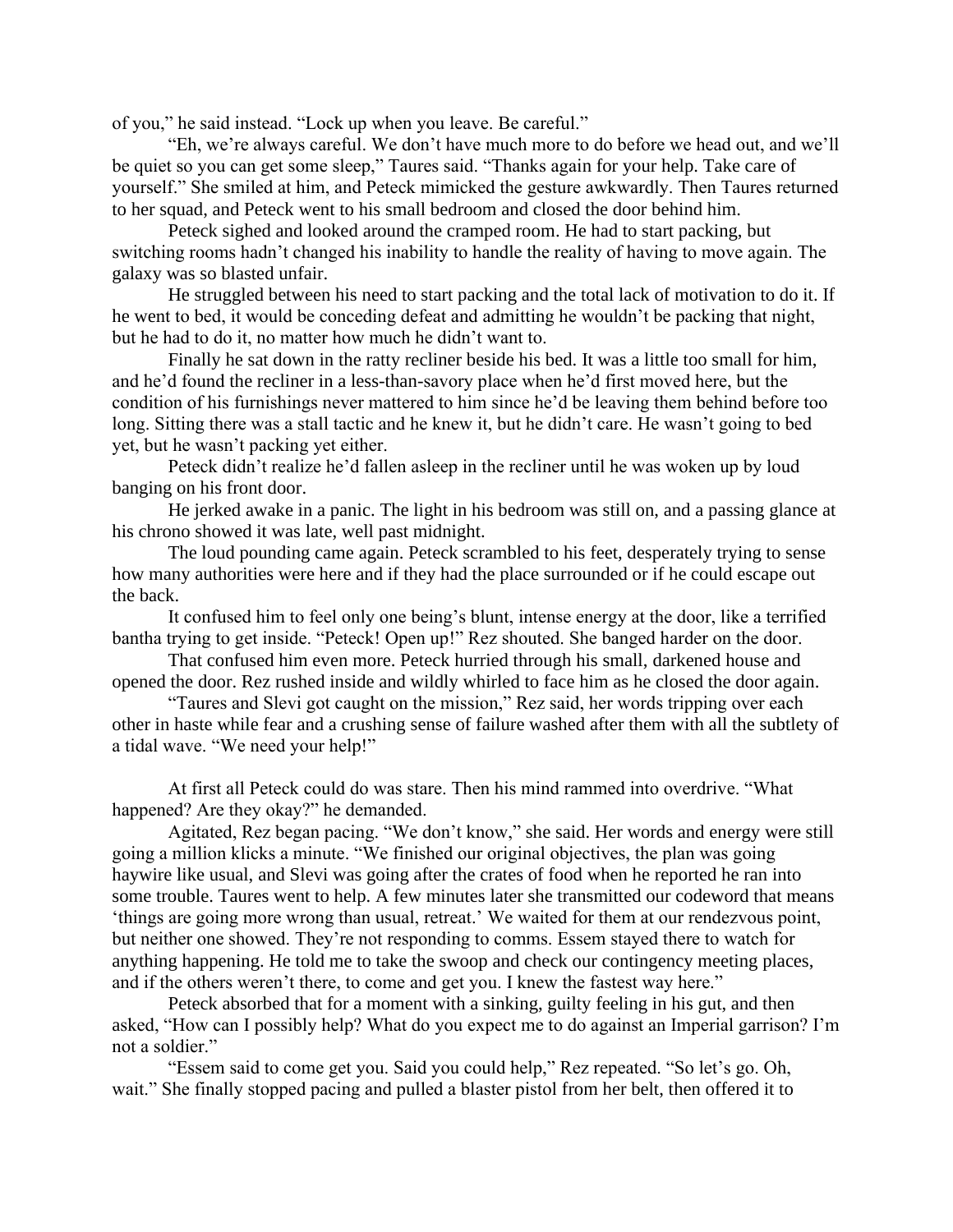of you," he said instead. "Lock up when you leave. Be careful."

"Eh, we're always careful. We don't have much more to do before we head out, and we'll be quiet so you can get some sleep," Taures said. "Thanks again for your help. Take care of yourself." She smiled at him, and Peteck mimicked the gesture awkwardly. Then Taures returned to her squad, and Peteck went to his small bedroom and closed the door behind him.

Peteck sighed and looked around the cramped room. He had to start packing, but switching rooms hadn't changed his inability to handle the reality of having to move again. The galaxy was so blasted unfair.

He struggled between his need to start packing and the total lack of motivation to do it. If he went to bed, it would be conceding defeat and admitting he wouldn't be packing that night, but he had to do it, no matter how much he didn't want to.

Finally he sat down in the ratty recliner beside his bed. It was a little too small for him, and he'd found the recliner in a less-than-savory place when he'd first moved here, but the condition of his furnishings never mattered to him since he'd be leaving them behind before too long. Sitting there was a stall tactic and he knew it, but he didn't care. He wasn't going to bed yet, but he wasn't packing yet either.

Peteck didn't realize he'd fallen asleep in the recliner until he was woken up by loud banging on his front door.

He jerked awake in a panic. The light in his bedroom was still on, and a passing glance at his chrono showed it was late, well past midnight.

The loud pounding came again. Peteck scrambled to his feet, desperately trying to sense how many authorities were here and if they had the place surrounded or if he could escape out the back.

It confused him to feel only one being's blunt, intense energy at the door, like a terrified bantha trying to get inside. "Peteck! Open up!" Rez shouted. She banged harder on the door.

That confused him even more. Peteck hurried through his small, darkened house and opened the door. Rez rushed inside and wildly whirled to face him as he closed the door again.

"Taures and Slevi got caught on the mission," Rez said, her words tripping over each other in haste while fear and a crushing sense of failure washed after them with all the subtlety of a tidal wave. "We need your help!"

At first all Peteck could do was stare. Then his mind rammed into overdrive. "What happened? Are they okay?" he demanded.

Agitated, Rez began pacing. "We don't know," she said. Her words and energy were still going a million klicks a minute. "We finished our original objectives, the plan was going haywire like usual, and Slevi was going after the crates of food when he reported he ran into some trouble. Taures went to help. A few minutes later she transmitted our codeword that means 'things are going more wrong than usual, retreat.' We waited for them at our rendezvous point, but neither one showed. They're not responding to comms. Essem stayed there to watch for anything happening. He told me to take the swoop and check our contingency meeting places, and if the others weren't there, to come and get you. I knew the fastest way here."

Peteck absorbed that for a moment with a sinking, guilty feeling in his gut, and then asked, "How can I possibly help? What do you expect me to do against an Imperial garrison? I'm not a soldier."

"Essem said to come get you. Said you could help," Rez repeated. "So let's go. Oh, wait." She finally stopped pacing and pulled a blaster pistol from her belt, then offered it to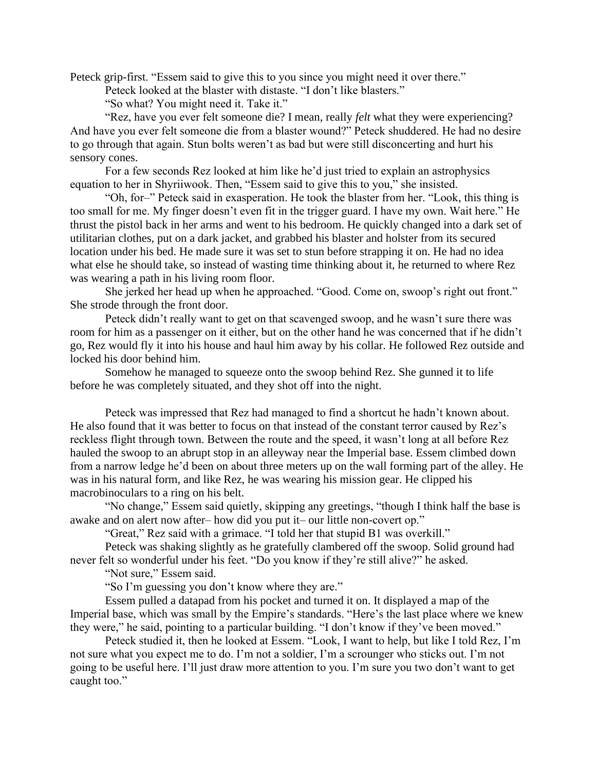Peteck grip-first. “Essem said to give this to you since you might need it over there.”

Peteck looked at the blaster with distaste. “I don’t like blasters.”

“So what? You might need it. Take it.”

“Rez, have you ever felt someone die? I mean, really *felt* what they were experiencing? And have you ever felt someone die from a blaster wound?” Peteck shuddered. He had no desire to go through that again. Stun bolts weren’t as bad but were still disconcerting and hurt his sensory cones.

For a few seconds Rez looked at him like he’d just tried to explain an astrophysics equation to her in Shyriiwook. Then, “Essem said to give this to you,” she insisted.

“Oh, for–” Peteck said in exasperation. He took the blaster from her. “Look, this thing is too small for me. My finger doesn’t even fit in the trigger guard. I have my own. Wait here.” He thrust the pistol back in her arms and went to his bedroom. He quickly changed into a dark set of utilitarian clothes, put on a dark jacket, and grabbed his blaster and holster from its secured location under his bed. He made sure it was set to stun before strapping it on. He had no idea what else he should take, so instead of wasting time thinking about it, he returned to where Rez was wearing a path in his living room floor.

She jerked her head up when he approached. “Good. Come on, swoop’s right out front.” She strode through the front door.

Peteck didn’t really want to get on that scavenged swoop, and he wasn’t sure there was room for him as a passenger on it either, but on the other hand he was concerned that if he didn’t go, Rez would fly it into his house and haul him away by his collar. He followed Rez outside and locked his door behind him.

Somehow he managed to squeeze onto the swoop behind Rez. She gunned it to life before he was completely situated, and they shot off into the night.

Peteck was impressed that Rez had managed to find a shortcut he hadn’t known about. He also found that it was better to focus on that instead of the constant terror caused by Rez’s reckless flight through town. Between the route and the speed, it wasn’t long at all before Rez hauled the swoop to an abrupt stop in an alleyway near the Imperial base. Essem climbed down from a narrow ledge he’d been on about three meters up on the wall forming part of the alley. He was in his natural form, and like Rez, he was wearing his mission gear. He clipped his macrobinoculars to a ring on his belt.

“No change,” Essem said quietly, skipping any greetings, “though I think half the base is awake and on alert now after– how did you put it– our little non-covert op.”

“Great,” Rez said with a grimace. “I told her that stupid B1 was overkill.”

Peteck was shaking slightly as he gratefully clambered off the swoop. Solid ground had never felt so wonderful under his feet. “Do you know if they’re still alive?” he asked.

“Not sure,” Essem said.

“So I’m guessing you don’t know where they are.”

Essem pulled a datapad from his pocket and turned it on. It displayed a map of the Imperial base, which was small by the Empire’s standards. “Here’s the last place where we knew they were,” he said, pointing to a particular building. “I don’t know if they’ve been moved.”

Peteck studied it, then he looked at Essem. “Look, I want to help, but like I told Rez, I’m not sure what you expect me to do. I’m not a soldier, I’m a scrounger who sticks out. I’m not going to be useful here. I’ll just draw more attention to you. I’m sure you two don’t want to get caught too.”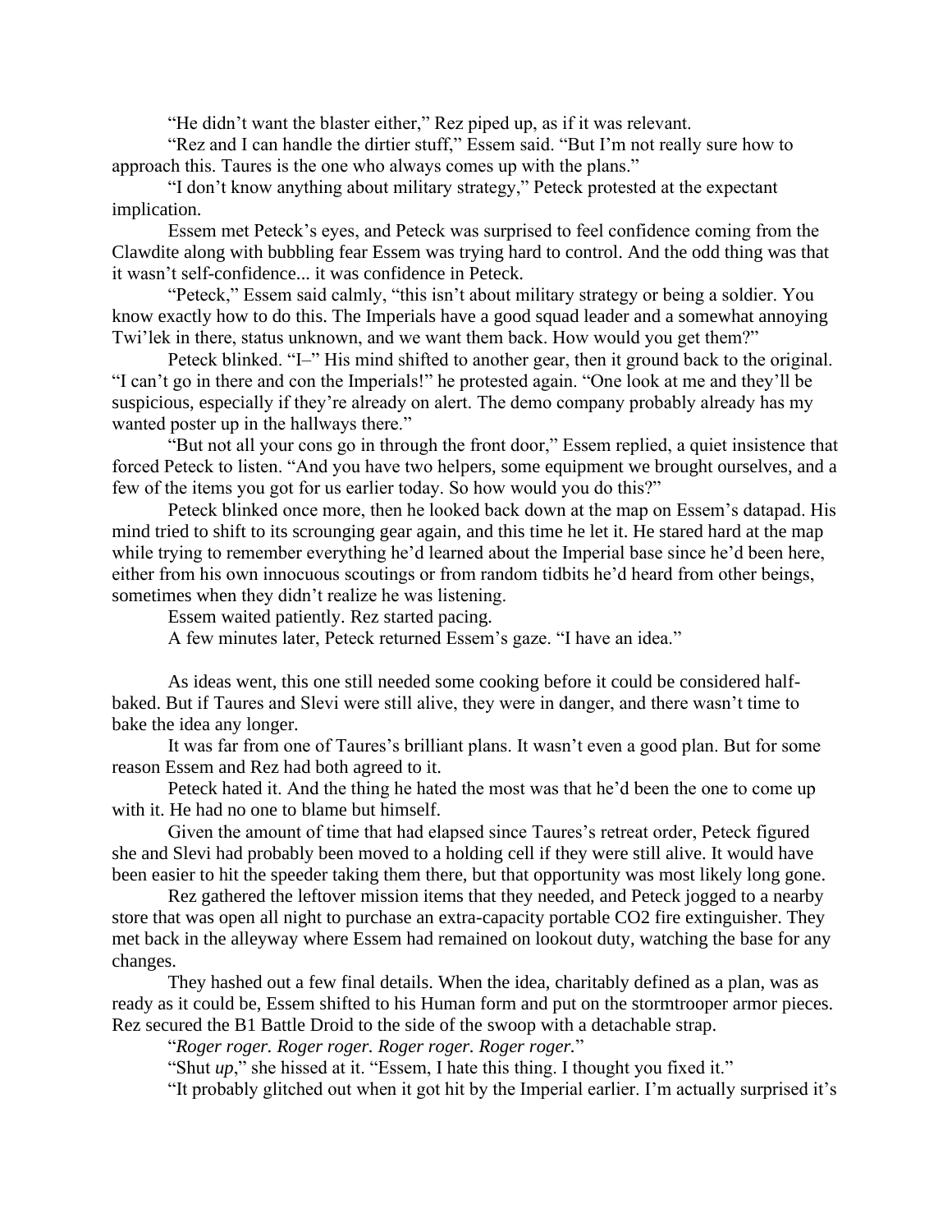"He didn't want the blaster either," Rez piped up, as if it was relevant.

"Rez and I can handle the dirtier stuff," Essem said. "But I'm not really sure how to approach this. Taures is the one who always comes up with the plans."

"I don't know anything about military strategy," Peteck protested at the expectant implication.

Essem met Peteck's eyes, and Peteck was surprised to feel confidence coming from the Clawdite along with bubbling fear Essem was trying hard to control. And the odd thing was that it wasn't self-confidence... it was confidence in Peteck.

"Peteck," Essem said calmly, "this isn't about military strategy or being a soldier. You know exactly how to do this. The Imperials have a good squad leader and a somewhat annoying Twi'lek in there, status unknown, and we want them back. How would you get them?"

Peteck blinked. "I–" His mind shifted to another gear, then it ground back to the original. "I can't go in there and con the Imperials!" he protested again. "One look at me and they'll be suspicious, especially if they're already on alert. The demo company probably already has my wanted poster up in the hallways there."

"But not all your cons go in through the front door," Essem replied, a quiet insistence that forced Peteck to listen. "And you have two helpers, some equipment we brought ourselves, and a few of the items you got for us earlier today. So how would you do this?"

Peteck blinked once more, then he looked back down at the map on Essem's datapad. His mind tried to shift to its scrounging gear again, and this time he let it. He stared hard at the map while trying to remember everything he'd learned about the Imperial base since he'd been here, either from his own innocuous scoutings or from random tidbits he'd heard from other beings, sometimes when they didn't realize he was listening.

Essem waited patiently. Rez started pacing.

A few minutes later, Peteck returned Essem's gaze. "I have an idea."

As ideas went, this one still needed some cooking before it could be considered half-baked. But if Taures and Slevi were still alive, they were in danger, and there wasn't time to bake the idea any longer.

It was far from one of Taures's brilliant plans. It wasn't even a good plan. But for some reason Essem and Rez had both agreed to it.

Peteck hated it. And the thing he hated the most was that he'd been the one to come up with it. He had no one to blame but himself.

Given the amount of time that had elapsed since Taures's retreat order, Peteck figured she and Slevi had probably been moved to a holding cell if they were still alive. It would have been easier to hit the speeder taking them there, but that opportunity was most likely long gone.

Rez gathered the leftover mission items that they needed, and Peteck jogged to a nearby store that was open all night to purchase an extra-capacity portable $CO_2$ fire extinguisher. They met back in the alleyway where Essem had remained on lookout duty, watching the base for any changes.

They hashed out a few final details. When the idea, charitably defined as a plan, was as ready as it could be, Essem shifted to his Human form and put on the stormtrooper armor pieces. Rez secured the B1 Battle Droid to the side of the swoop with a detachable strap.

"*Roger roger. Roger roger. Roger roger. Roger roger.*"

"Shut *up*," she hissed at it. "Essem, I hate this thing. I thought you fixed it."

"It probably glitched out when it got hit by the Imperial earlier. I'm actually surprised it's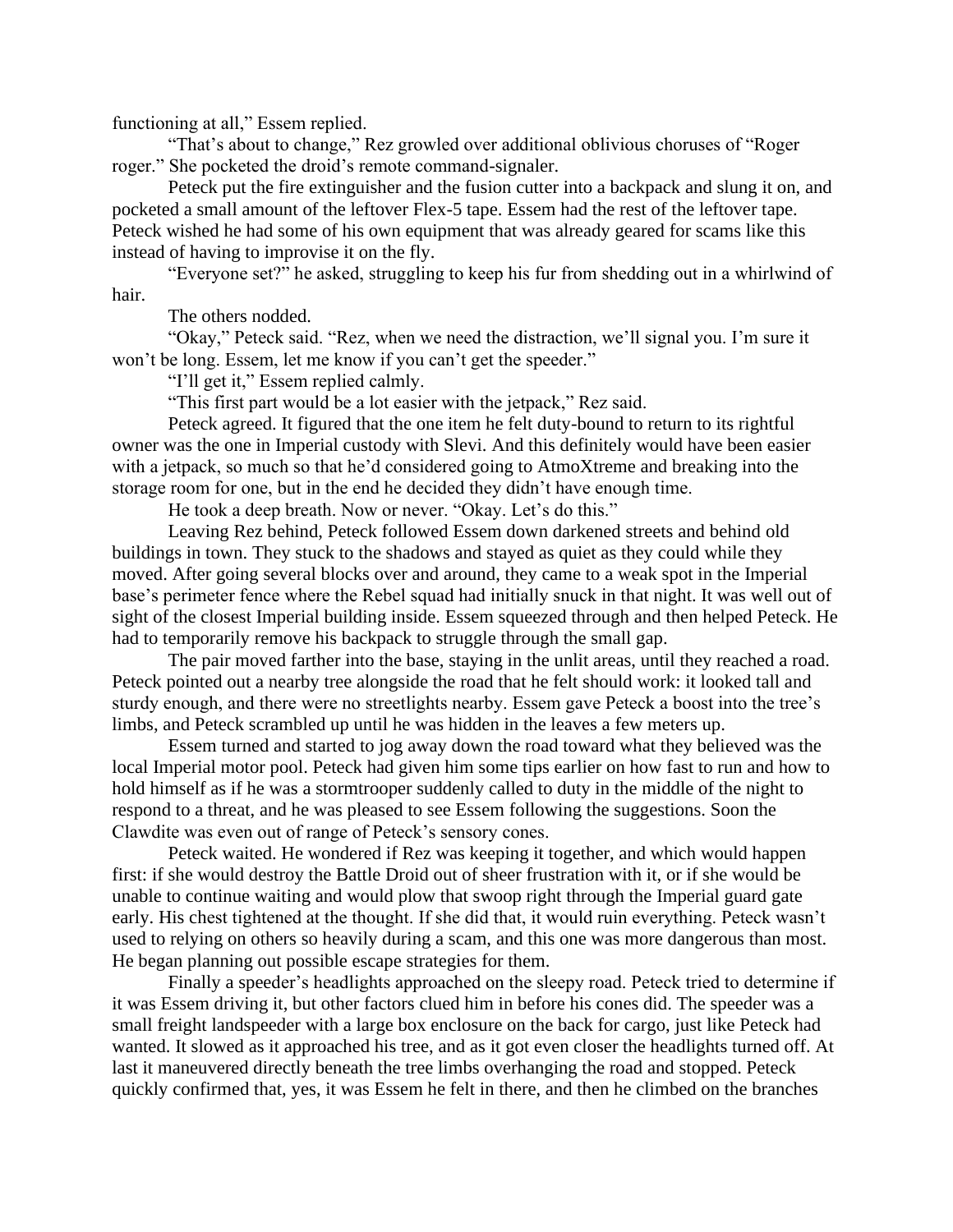functioning at all," Essem replied.

"That's about to change," Rez growled over additional oblivious choruses of "Roger roger." She pocketed the droid's remote command-signaler.

Peteck put the fire extinguisher and the fusion cutter into a backpack and slung it on, and pocketed a small amount of the leftover Flex-5 tape. Essem had the rest of the leftover tape. Peteck wished he had some of his own equipment that was already geared for scams like this instead of having to improvise it on the fly.

"Everyone set?" he asked, struggling to keep his fur from shedding out in a whirlwind of hair.

The others nodded.

"Okay," Peteck said. "Rez, when we need the distraction, we'll signal you. I'm sure it won't be long. Essem, let me know if you can't get the speeder."

"I'll get it," Essem replied calmly.

"This first part would be a lot easier with the jetpack," Rez said.

Peteck agreed. It figured that the one item he felt duty-bound to return to its rightful owner was the one in Imperial custody with Slevi. And this definitely would have been easier with a jetpack, so much so that he'd considered going to AtmoXtreme and breaking into the storage room for one, but in the end he decided they didn't have enough time.

He took a deep breath. Now or never. "Okay. Let's do this."

Leaving Rez behind, Peteck followed Essem down darkened streets and behind old buildings in town. They stuck to the shadows and stayed as quiet as they could while they moved. After going several blocks over and around, they came to a weak spot in the Imperial base's perimeter fence where the Rebel squad had initially snuck in that night. It was well out of sight of the closest Imperial building inside. Essem squeezed through and then helped Peteck. He had to temporarily remove his backpack to struggle through the small gap.

The pair moved farther into the base, staying in the unlit areas, until they reached a road. Peteck pointed out a nearby tree alongside the road that he felt should work: it looked tall and sturdy enough, and there were no streetlights nearby. Essem gave Peteck a boost into the tree's limbs, and Peteck scrambled up until he was hidden in the leaves a few meters up.

Essem turned and started to jog away down the road toward what they believed was the local Imperial motor pool. Peteck had given him some tips earlier on how fast to run and how to hold himself as if he was a stormtrooper suddenly called to duty in the middle of the night to respond to a threat, and he was pleased to see Essem following the suggestions. Soon the Clawdite was even out of range of Peteck's sensory cones.

Peteck waited. He wondered if Rez was keeping it together, and which would happen first: if she would destroy the Battle Droid out of sheer frustration with it, or if she would be unable to continue waiting and would plow that swoop right through the Imperial guard gate early. His chest tightened at the thought. If she did that, it would ruin everything. Peteck wasn't used to relying on others so heavily during a scam, and this one was more dangerous than most. He began planning out possible escape strategies for them.

Finally a speeder's headlights approached on the sleepy road. Peteck tried to determine if it was Essem driving it, but other factors clued him in before his cones did. The speeder was a small freight landspeeder with a large box enclosure on the back for cargo, just like Peteck had wanted. It slowed as it approached his tree, and as it got even closer the headlights turned off. At last it maneuvered directly beneath the tree limbs overhanging the road and stopped. Peteck quickly confirmed that, yes, it was Essem he felt in there, and then he climbed on the branches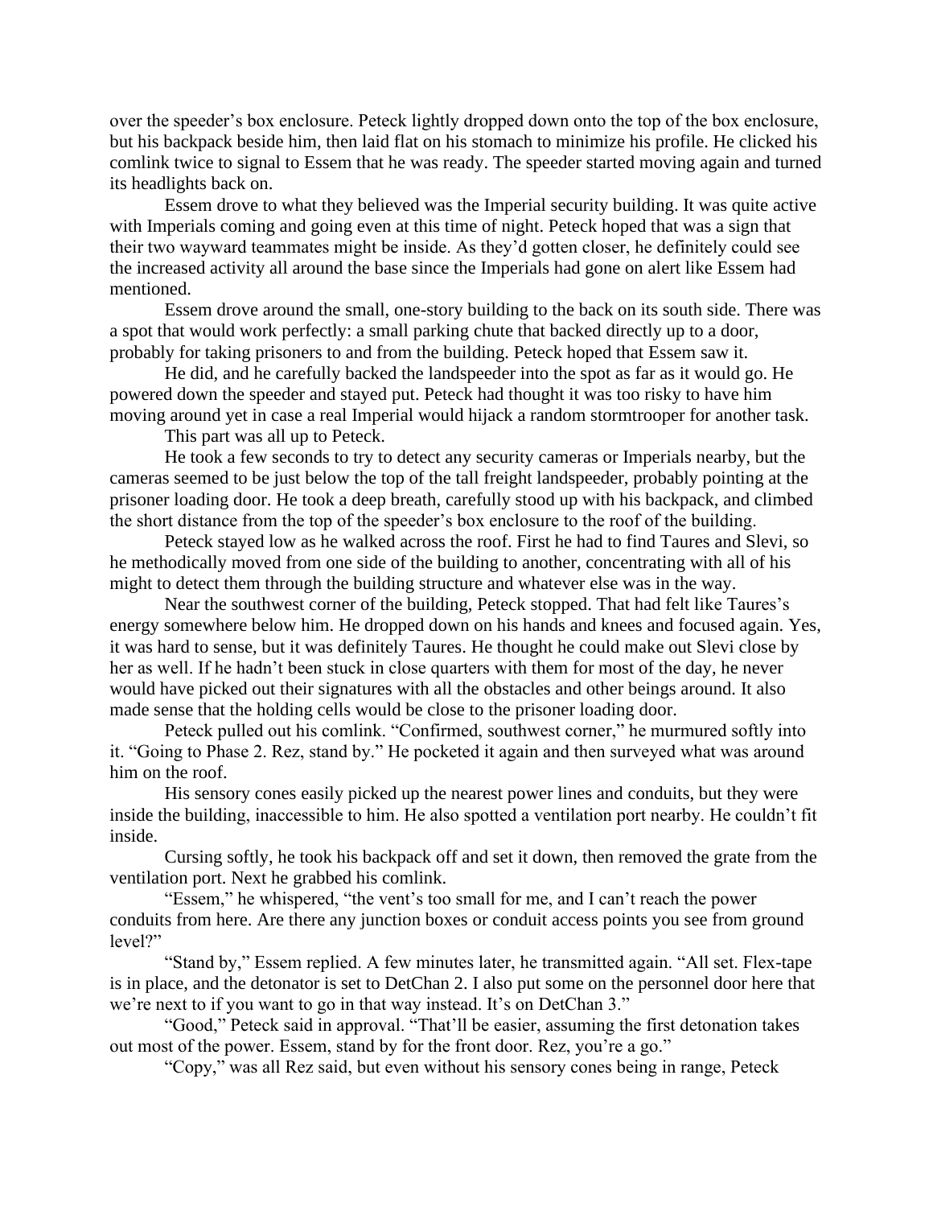over the speeder's box enclosure. Peteck lightly dropped down onto the top of the box enclosure, but his backpack beside him, then laid flat on his stomach to minimize his profile. He clicked his comlink twice to signal to Essem that he was ready. The speeder started moving again and turned its headlights back on.

Essem drove to what they believed was the Imperial security building. It was quite active with Imperials coming and going even at this time of night. Peteck hoped that was a sign that their two wayward teammates might be inside. As they'd gotten closer, he definitely could see the increased activity all around the base since the Imperials had gone on alert like Essem had mentioned.

Essem drove around the small, one-story building to the back on its south side. There was a spot that would work perfectly: a small parking chute that backed directly up to a door, probably for taking prisoners to and from the building. Peteck hoped that Essem saw it.

He did, and he carefully backed the landspeeder into the spot as far as it would go. He powered down the speeder and stayed put. Peteck had thought it was too risky to have him moving around yet in case a real Imperial would hijack a random stormtrooper for another task.

This part was all up to Peteck.

He took a few seconds to try to detect any security cameras or Imperials nearby, but the cameras seemed to be just below the top of the tall freight landspeeder, probably pointing at the prisoner loading door. He took a deep breath, carefully stood up with his backpack, and climbed the short distance from the top of the speeder's box enclosure to the roof of the building.

Peteck stayed low as he walked across the roof. First he had to find Taures and Slevi, so he methodically moved from one side of the building to another, concentrating with all of his might to detect them through the building structure and whatever else was in the way.

Near the southwest corner of the building, Peteck stopped. That had felt like Taures's energy somewhere below him. He dropped down on his hands and knees and focused again. Yes, it was hard to sense, but it was definitely Taures. He thought he could make out Slevi close by her as well. If he hadn't been stuck in close quarters with them for most of the day, he never would have picked out their signatures with all the obstacles and other beings around. It also made sense that the holding cells would be close to the prisoner loading door.

Peteck pulled out his comlink. "Confirmed, southwest corner," he murmured softly into it. "Going to Phase 2. Rez, stand by." He pocketed it again and then surveyed what was around him on the roof.

His sensory cones easily picked up the nearest power lines and conduits, but they were inside the building, inaccessible to him. He also spotted a ventilation port nearby. He couldn't fit inside.

Cursing softly, he took his backpack off and set it down, then removed the grate from the ventilation port. Next he grabbed his comlink.

"Essem," he whispered, "the vent's too small for me, and I can't reach the power conduits from here. Are there any junction boxes or conduit access points you see from ground level?"

"Stand by," Essem replied. A few minutes later, he transmitted again. "All set. Flex-tape is in place, and the detonator is set to DetChan 2. I also put some on the personnel door here that we're next to if you want to go in that way instead. It's on DetChan 3."

"Good," Peteck said in approval. "That'll be easier, assuming the first detonation takes out most of the power. Essem, stand by for the front door. Rez, you're a go."

"Copy," was all Rez said, but even without his sensory cones being in range, Peteck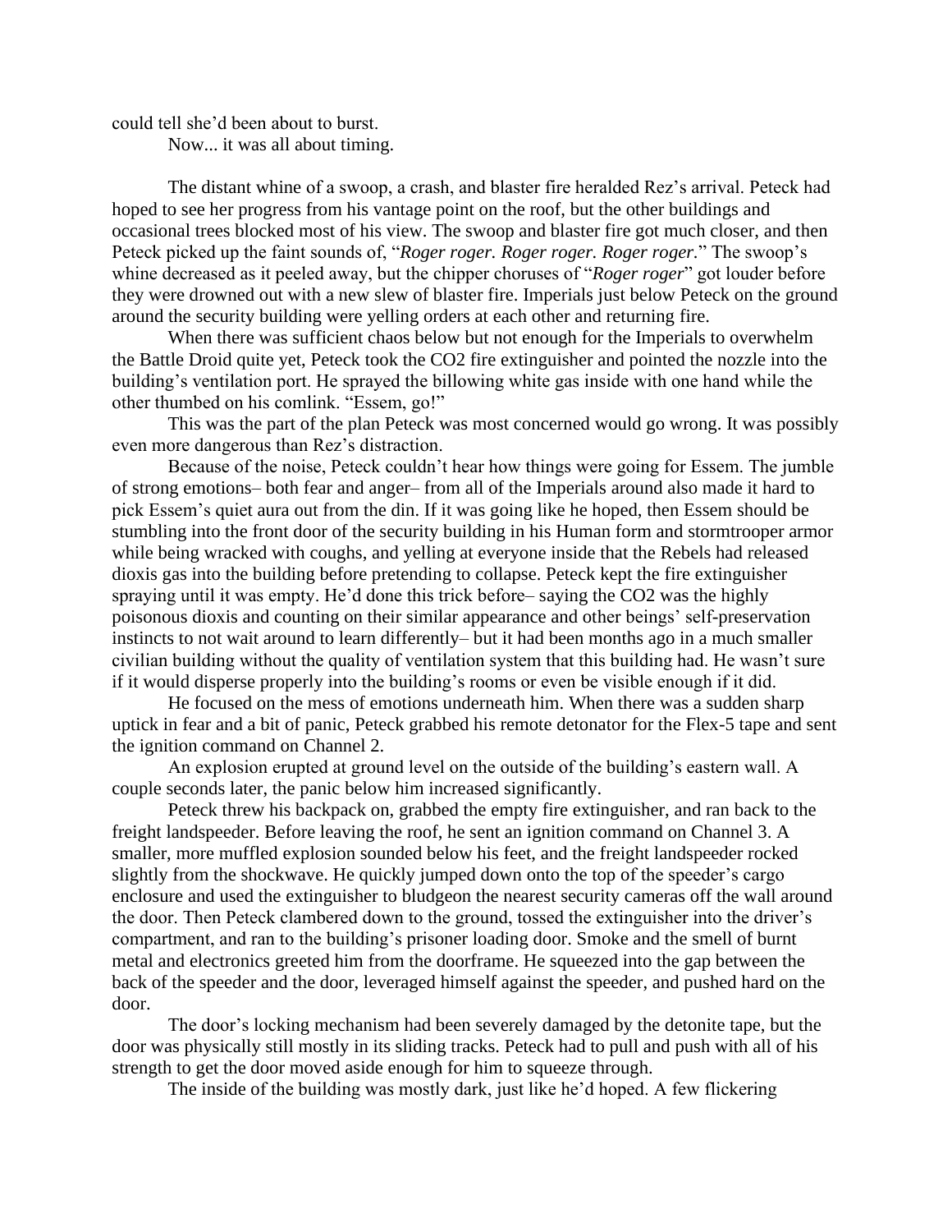could tell she'd been about to burst.

Now... it was all about timing.

The distant whine of a swoop, a crash, and blaster fire heralded Rez's arrival. Peteck had hoped to see her progress from his vantage point on the roof, but the other buildings and occasional trees blocked most of his view. The swoop and blaster fire got much closer, and then Peteck picked up the faint sounds of, "*Roger roger. Roger roger. Roger roger.*" The swoop's whine decreased as it peeled away, but the chipper choruses of "*Roger roger*" got louder before they were drowned out with a new slew of blaster fire. Imperials just below Peteck on the ground around the security building were yelling orders at each other and returning fire.

When there was sufficient chaos below but not enough for the Imperials to overwhelm the Battle Droid quite yet, Peteck took the CO2 fire extinguisher and pointed the nozzle into the building's ventilation port. He sprayed the billowing white gas inside with one hand while the other thumbed on his comlink. "Essem, go!"

This was the part of the plan Peteck was most concerned would go wrong. It was possibly even more dangerous than Rez's distraction.

Because of the noise, Peteck couldn't hear how things were going for Essem. The jumble of strong emotions– both fear and anger– from all of the Imperials around also made it hard to pick Essem's quiet aura out from the din. If it was going like he hoped, then Essem should be stumbling into the front door of the security building in his Human form and stormtrooper armor while being wracked with coughs, and yelling at everyone inside that the Rebels had released dioxis gas into the building before pretending to collapse. Peteck kept the fire extinguisher spraying until it was empty. He'd done this trick before– saying the CO2 was the highly poisonous dioxis and counting on their similar appearance and other beings' self-preservation instincts to not wait around to learn differently– but it had been months ago in a much smaller civilian building without the quality of ventilation system that this building had. He wasn't sure if it would disperse properly into the building's rooms or even be visible enough if it did.

He focused on the mess of emotions underneath him. When there was a sudden sharp uptick in fear and a bit of panic, Peteck grabbed his remote detonator for the Flex-5 tape and sent the ignition command on Channel 2.

An explosion erupted at ground level on the outside of the building's eastern wall. A couple seconds later, the panic below him increased significantly.

Peteck threw his backpack on, grabbed the empty fire extinguisher, and ran back to the freight landspeeder. Before leaving the roof, he sent an ignition command on Channel 3. A smaller, more muffled explosion sounded below his feet, and the freight landspeeder rocked slightly from the shockwave. He quickly jumped down onto the top of the speeder's cargo enclosure and used the extinguisher to bludgeon the nearest security cameras off the wall around the door. Then Peteck clambered down to the ground, tossed the extinguisher into the driver's compartment, and ran to the building's prisoner loading door. Smoke and the smell of burnt metal and electronics greeted him from the doorframe. He squeezed into the gap between the back of the speeder and the door, leveraged himself against the speeder, and pushed hard on the door.

The door's locking mechanism had been severely damaged by the detonite tape, but the door was physically still mostly in its sliding tracks. Peteck had to pull and push with all of his strength to get the door moved aside enough for him to squeeze through.

The inside of the building was mostly dark, just like he'd hoped. A few flickering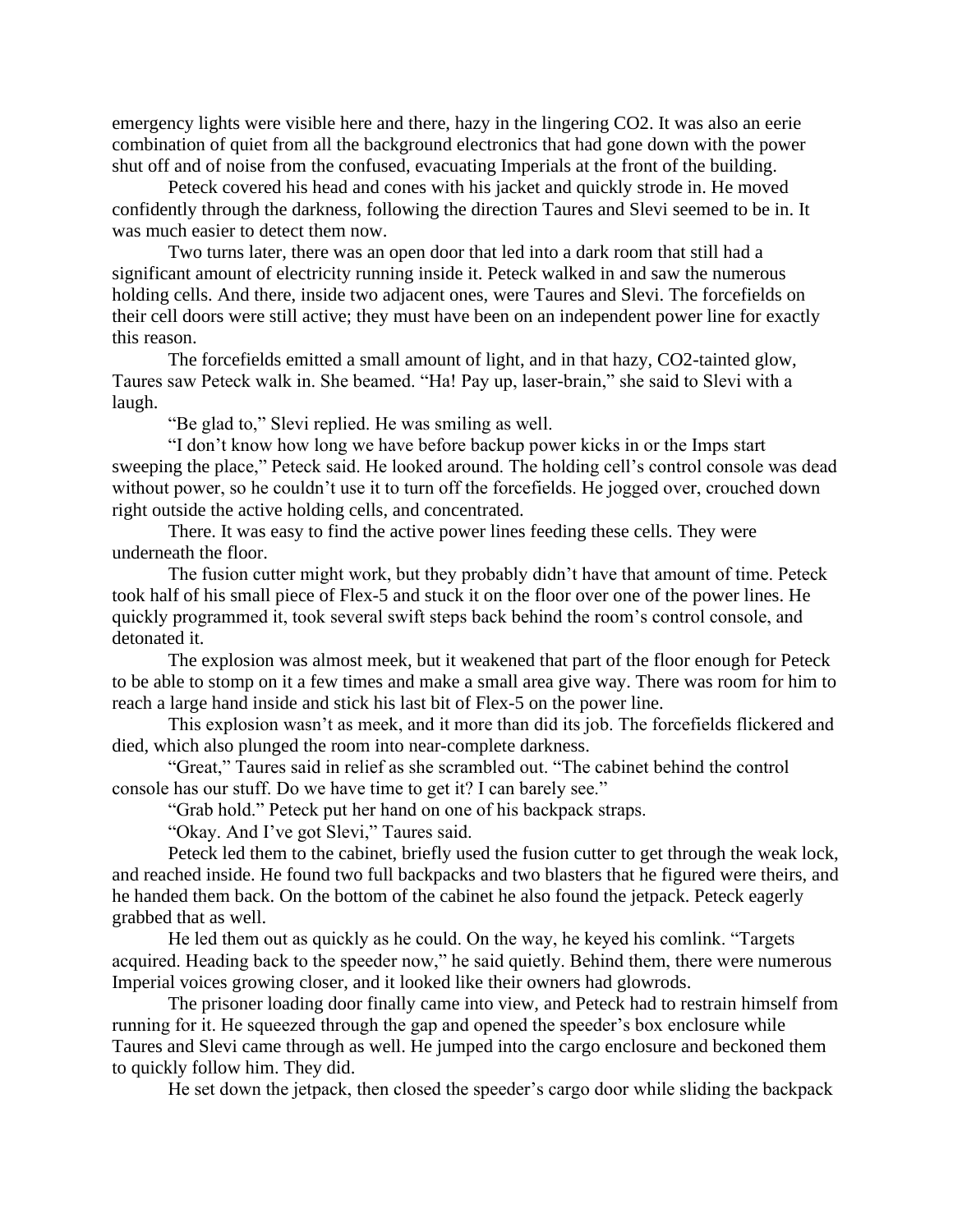emergency lights were visible here and there, hazy in the lingering $CO_2$. It was also an eerie combination of quiet from all the background electronics that had gone down with the power shut off and of noise from the confused, evacuating Imperials at the front of the building.

Peteck covered his head and cones with his jacket and quickly strode in. He moved confidently through the darkness, following the direction Taures and Slevi seemed to be in. It was much easier to detect them now.

Two turns later, there was an open door that led into a dark room that still had a significant amount of electricity running inside it. Peteck walked in and saw the numerous holding cells. And there, inside two adjacent ones, were Taures and Slevi. The forcefields on their cell doors were still active; they must have been on an independent power line for exactly this reason.

The forcefields emitted a small amount of light, and in that hazy, $CO_2$-tainted glow, Taures saw Peteck walk in. She beamed. "Ha! Pay up, laser-brain," she said to Slevi with a laugh.

"Be glad to," Slevi replied. He was smiling as well.

"I don't know how long we have before backup power kicks in or the Imps start sweeping the place," Peteck said. He looked around. The holding cell's control console was dead without power, so he couldn't use it to turn off the forcefields. He jogged over, crouched down right outside the active holding cells, and concentrated.

There. It was easy to find the active power lines feeding these cells. They were underneath the floor.

The fusion cutter might work, but they probably didn't have that amount of time. Peteck took half of his small piece of Flex-5 and stuck it on the floor over one of the power lines. He quickly programmed it, took several swift steps back behind the room's control console, and detonated it.

The explosion was almost meek, but it weakened that part of the floor enough for Peteck to be able to stomp on it a few times and make a small area give way. There was room for him to reach a large hand inside and stick his last bit of Flex-5 on the power line.

This explosion wasn't as meek, and it more than did its job. The forcefields flickered and died, which also plunged the room into near-complete darkness.

"Great," Taures said in relief as she scrambled out. "The cabinet behind the control console has our stuff. Do we have time to get it? I can barely see."

"Grab hold." Peteck put her hand on one of his backpack straps.

"Okay. And I've got Slevi," Taures said.

Peteck led them to the cabinet, briefly used the fusion cutter to get through the weak lock, and reached inside. He found two full backpacks and two blasters that he figured were theirs, and he handed them back. On the bottom of the cabinet he also found the jetpack. Peteck eagerly grabbed that as well.

He led them out as quickly as he could. On the way, he keyed his comlink. "Targets acquired. Heading back to the speeder now," he said quietly. Behind them, there were numerous Imperial voices growing closer, and it looked like their owners had glowrods.

The prisoner loading door finally came into view, and Peteck had to restrain himself from running for it. He squeezed through the gap and opened the speeder's box enclosure while Taures and Slevi came through as well. He jumped into the cargo enclosure and beckoned them to quickly follow him. They did.

He set down the jetpack, then closed the speeder's cargo door while sliding the backpack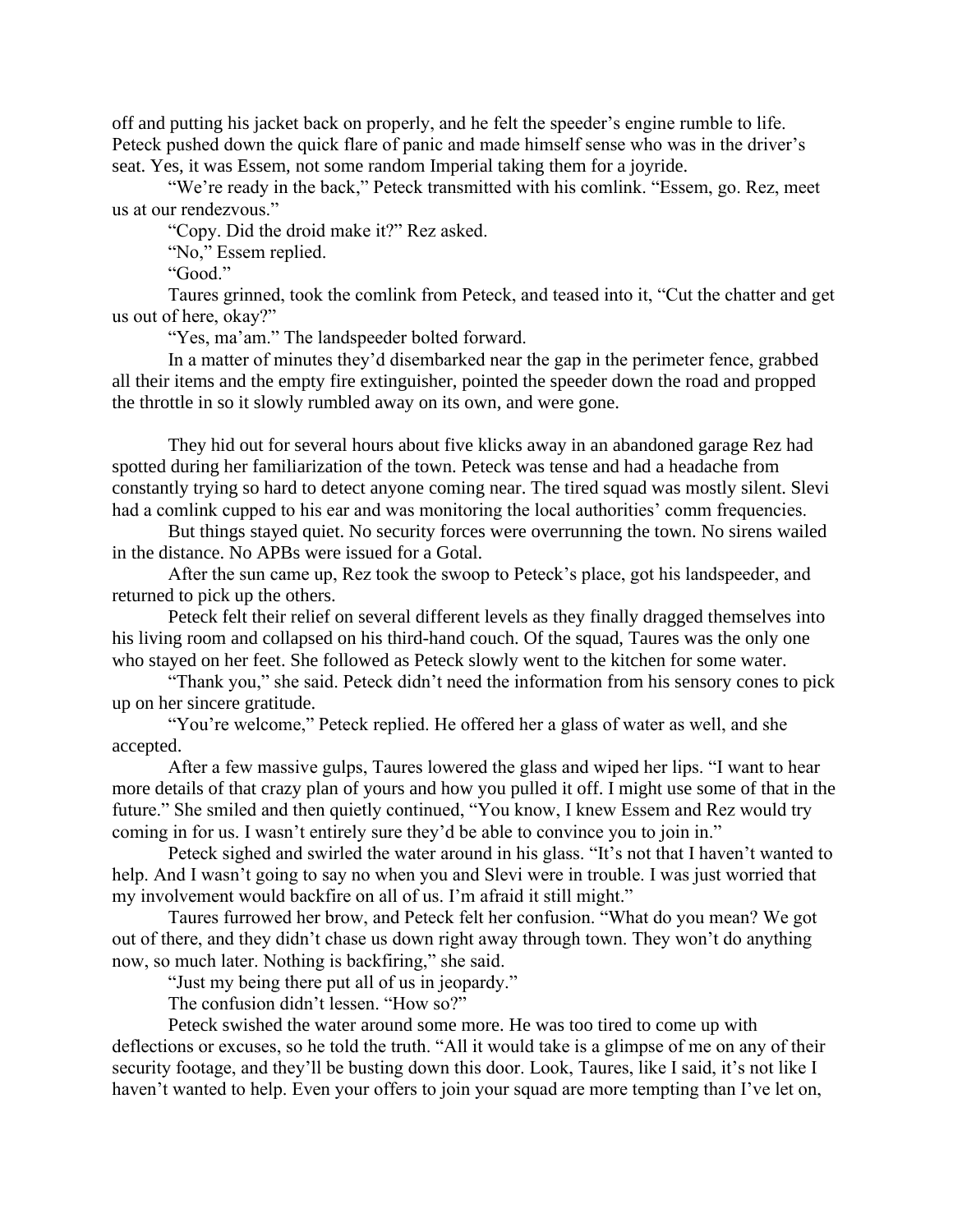off and putting his jacket back on properly, and he felt the speeder's engine rumble to life. Peteck pushed down the quick flare of panic and made himself sense who was in the driver's seat. Yes, it was Essem, not some random Imperial taking them for a joyride.

"We're ready in the back," Peteck transmitted with his comlink. "Essem, go. Rez, meet us at our rendezvous."

"Copy. Did the droid make it?" Rez asked.

"No," Essem replied.

"Good."

Taures grinned, took the comlink from Peteck, and teased into it, "Cut the chatter and get us out of here, okay?"

"Yes, ma'am." The landspeeder bolted forward.

In a matter of minutes they'd disembarked near the gap in the perimeter fence, grabbed all their items and the empty fire extinguisher, pointed the speeder down the road and propped the throttle in so it slowly rumbled away on its own, and were gone.

They hid out for several hours about five klicks away in an abandoned garage Rez had spotted during her familiarization of the town. Peteck was tense and had a headache from constantly trying so hard to detect anyone coming near. The tired squad was mostly silent. Slevi had a comlink cupped to his ear and was monitoring the local authorities' comm frequencies.

But things stayed quiet. No security forces were overrunning the town. No sirens wailed in the distance. No APBs were issued for a Gotal.

After the sun came up, Rez took the swoop to Peteck's place, got his landspeeder, and returned to pick up the others.

Peteck felt their relief on several different levels as they finally dragged themselves into his living room and collapsed on his third-hand couch. Of the squad, Taures was the only one who stayed on her feet. She followed as Peteck slowly went to the kitchen for some water.

"Thank you," she said. Peteck didn't need the information from his sensory cones to pick up on her sincere gratitude.

"You're welcome," Peteck replied. He offered her a glass of water as well, and she accepted.

After a few massive gulps, Taures lowered the glass and wiped her lips. "I want to hear more details of that crazy plan of yours and how you pulled it off. I might use some of that in the future." She smiled and then quietly continued, "You know, I knew Essem and Rez would try coming in for us. I wasn't entirely sure they'd be able to convince you to join in."

Peteck sighed and swirled the water around in his glass. "It's not that I haven't wanted to help. And I wasn't going to say no when you and Slevi were in trouble. I was just worried that my involvement would backfire on all of us. I'm afraid it still might."

Taures furrowed her brow, and Peteck felt her confusion. "What do you mean? We got out of there, and they didn't chase us down right away through town. They won't do anything now, so much later. Nothing is backfiring," she said.

"Just my being there put all of us in jeopardy."

The confusion didn't lessen. "How so?"

Peteck swished the water around some more. He was too tired to come up with deflections or excuses, so he told the truth. "All it would take is a glimpse of me on any of their security footage, and they'll be busting down this door. Look, Taures, like I said, it's not like I haven't wanted to help. Even your offers to join your squad are more tempting than I've let on,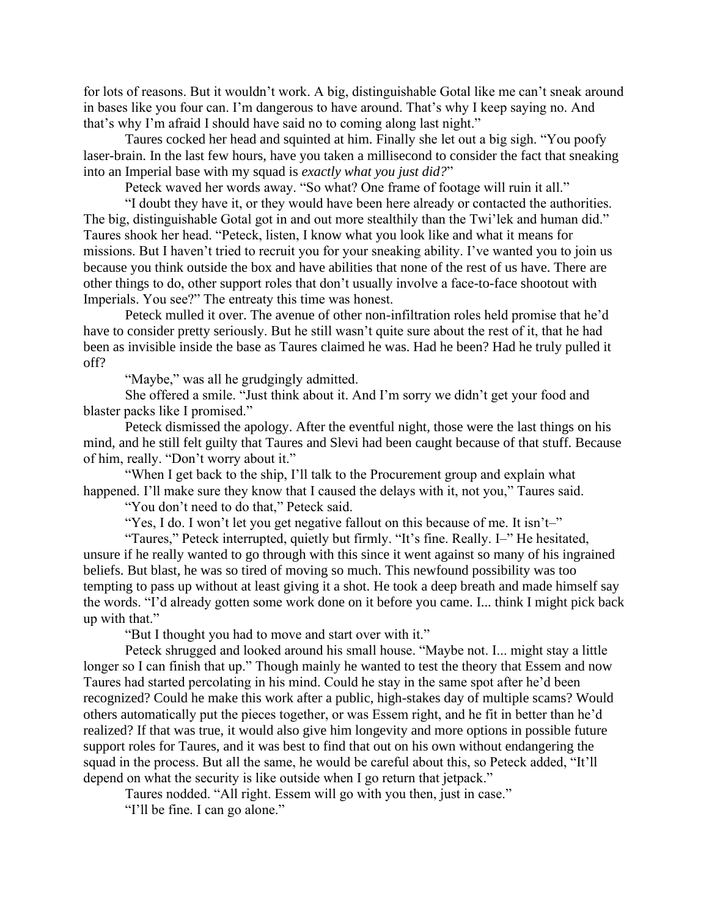for lots of reasons. But it wouldn't work. A big, distinguishable Gotal like me can't sneak around in bases like you four can. I'm dangerous to have around. That's why I keep saying no. And that's why I'm afraid I should have said no to coming along last night."

Taures cocked her head and squinted at him. Finally she let out a big sigh. "You poofy laser-brain. In the last few hours, have you taken a millisecond to consider the fact that sneaking into an Imperial base with my squad is *exactly what you just did?*"

Peteck waved her words away. "So what? One frame of footage will ruin it all."

"I doubt they have it, or they would have been here already or contacted the authorities. The big, distinguishable Gotal got in and out more stealthily than the Twi'lek and human did." Taures shook her head. "Peteck, listen, I know what you look like and what it means for missions. But I haven't tried to recruit you for your sneaking ability. I've wanted you to join us because you think outside the box and have abilities that none of the rest of us have. There are other things to do, other support roles that don't usually involve a face-to-face shootout with Imperials. You see?" The entreaty this time was honest.

Peteck mulled it over. The avenue of other non-infiltration roles held promise that he'd have to consider pretty seriously. But he still wasn't quite sure about the rest of it, that he had been as invisible inside the base as Taures claimed he was. Had he been? Had he truly pulled it off?

"Maybe," was all he grudgingly admitted.

She offered a smile. "Just think about it. And I'm sorry we didn't get your food and blaster packs like I promised."

Peteck dismissed the apology. After the eventful night, those were the last things on his mind, and he still felt guilty that Taures and Slevi had been caught because of that stuff. Because of him, really. "Don't worry about it."

"When I get back to the ship, I'll talk to the Procurement group and explain what happened. I'll make sure they know that I caused the delays with it, not you," Taures said.

"You don't need to do that," Peteck said.

"Yes, I do. I won't let you get negative fallout on this because of me. It isn't–"

"Taures," Peteck interrupted, quietly but firmly. "It's fine. Really. I–" He hesitated, unsure if he really wanted to go through with this since it went against so many of his ingrained beliefs. But blast, he was so tired of moving so much. This newfound possibility was too tempting to pass up without at least giving it a shot. He took a deep breath and made himself say the words. "I'd already gotten some work done on it before you came. I... think I might pick back up with that."

"But I thought you had to move and start over with it."

Peteck shrugged and looked around his small house. "Maybe not. I... might stay a little longer so I can finish that up." Though mainly he wanted to test the theory that Essem and now Taures had started percolating in his mind. Could he stay in the same spot after he'd been recognized? Could he make this work after a public, high-stakes day of multiple scams? Would others automatically put the pieces together, or was Essem right, and he fit in better than he'd realized? If that was true, it would also give him longevity and more options in possible future support roles for Taures, and it was best to find that out on his own without endangering the squad in the process. But all the same, he would be careful about this, so Peteck added, "It'll depend on what the security is like outside when I go return that jetpack."

Taures nodded. "All right. Essem will go with you then, just in case."

"I'll be fine. I can go alone."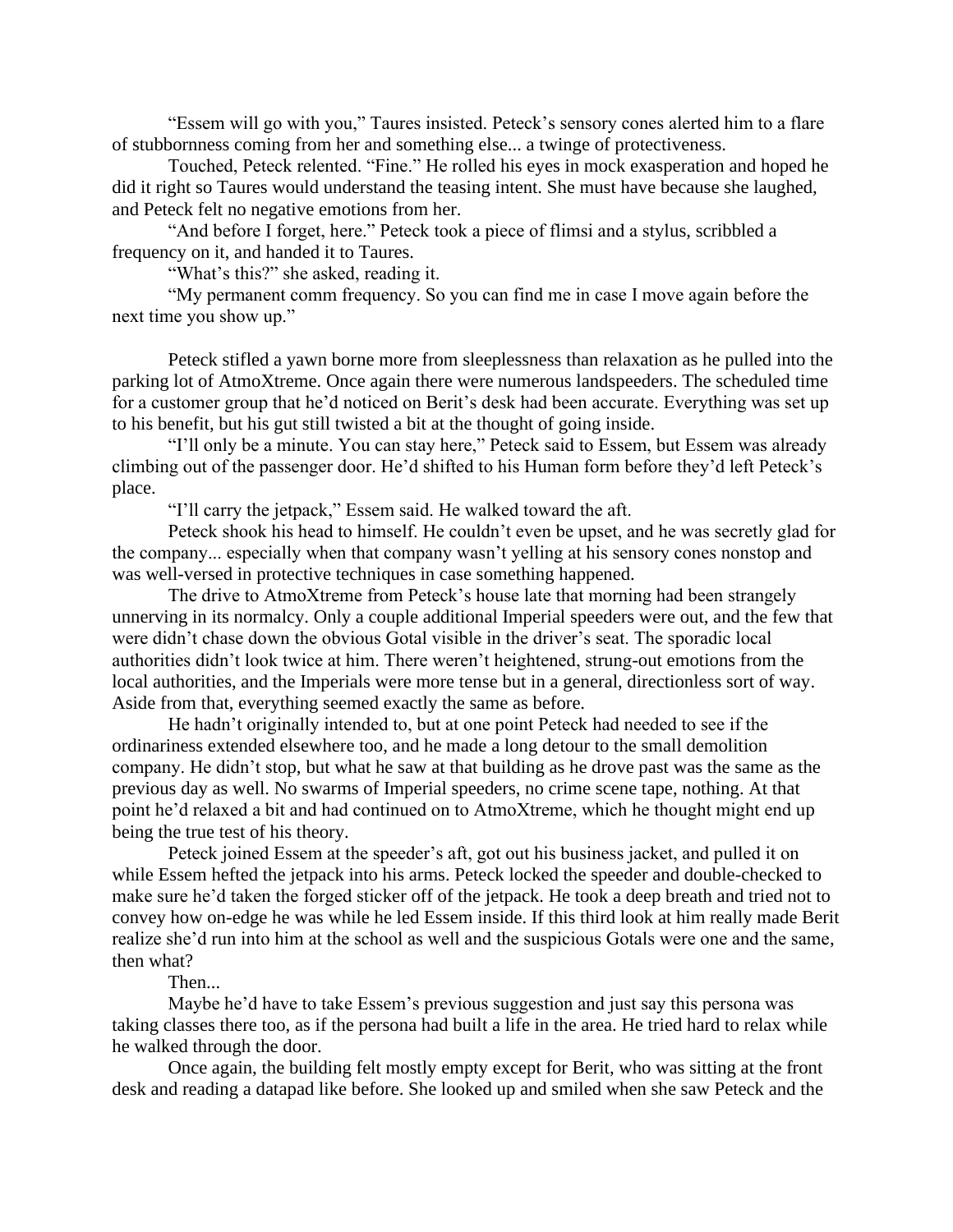"Essem will go with you," Taures insisted. Peteck's sensory cones alerted him to a flare of stubbornness coming from her and something else... a twinge of protectiveness.

Touched, Peteck relented. "Fine." He rolled his eyes in mock exasperation and hoped he did it right so Taures would understand the teasing intent. She must have because she laughed, and Peteck felt no negative emotions from her.

"And before I forget, here." Peteck took a piece of flimsi and a stylus, scribbled a frequency on it, and handed it to Taures.

"What's this?" she asked, reading it.

"My permanent comm frequency. So you can find me in case I move again before the next time you show up."

Peteck stifled a yawn borne more from sleeplessness than relaxation as he pulled into the parking lot of AtmoXtreme. Once again there were numerous landspeeders. The scheduled time for a customer group that he'd noticed on Berit's desk had been accurate. Everything was set up to his benefit, but his gut still twisted a bit at the thought of going inside.

"I'll only be a minute. You can stay here," Peteck said to Essem, but Essem was already climbing out of the passenger door. He'd shifted to his Human form before they'd left Peteck's place.

"I'll carry the jetpack," Essem said. He walked toward the aft.

Peteck shook his head to himself. He couldn't even be upset, and he was secretly glad for the company... especially when that company wasn't yelling at his sensory cones nonstop and was well-versed in protective techniques in case something happened.

The drive to AtmoXtreme from Peteck's house late that morning had been strangely unnerving in its normalcy. Only a couple additional Imperial speeders were out, and the few that were didn't chase down the obvious Gotal visible in the driver's seat. The sporadic local authorities didn't look twice at him. There weren't heightened, strung-out emotions from the local authorities, and the Imperials were more tense but in a general, directionless sort of way. Aside from that, everything seemed exactly the same as before.

He hadn't originally intended to, but at one point Peteck had needed to see if the ordinariness extended elsewhere too, and he made a long detour to the small demolition company. He didn't stop, but what he saw at that building as he drove past was the same as the previous day as well. No swarms of Imperial speeders, no crime scene tape, nothing. At that point he'd relaxed a bit and had continued on to AtmoXtreme, which he thought might end up being the true test of his theory.

Peteck joined Essem at the speeder's aft, got out his business jacket, and pulled it on while Essem hefted the jetpack into his arms. Peteck locked the speeder and double-checked to make sure he'd taken the forged sticker off of the jetpack. He took a deep breath and tried not to convey how on-edge he was while he led Essem inside. If this third look at him really made Berit realize she'd run into him at the school as well and the suspicious Gotals were one and the same, then what?

Then...

Maybe he'd have to take Essem's previous suggestion and just say this persona was taking classes there too, as if the persona had built a life in the area. He tried hard to relax while he walked through the door.

Once again, the building felt mostly empty except for Berit, who was sitting at the front desk and reading a datapad like before. She looked up and smiled when she saw Peteck and the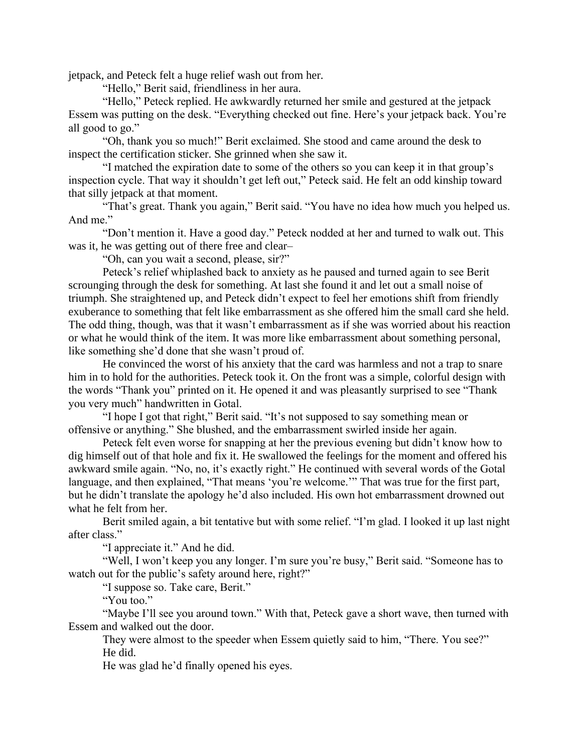jetpack, and Peteck felt a huge relief wash out from her.

"Hello," Berit said, friendliness in her aura.

"Hello," Peteck replied. He awkwardly returned her smile and gestured at the jetpack Essem was putting on the desk. "Everything checked out fine. Here's your jetpack back. You're all good to go."

"Oh, thank you so much!" Berit exclaimed. She stood and came around the desk to inspect the certification sticker. She grinned when she saw it.

"I matched the expiration date to some of the others so you can keep it in that group's inspection cycle. That way it shouldn't get left out," Peteck said. He felt an odd kinship toward that silly jetpack at that moment.

"That's great. Thank you again," Berit said. "You have no idea how much you helped us. And me."

"Don't mention it. Have a good day." Peteck nodded at her and turned to walk out. This was it, he was getting out of there free and clear–

"Oh, can you wait a second, please, sir?"

Peteck's relief whiplashed back to anxiety as he paused and turned again to see Berit scrounging through the desk for something. At last she found it and let out a small noise of triumph. She straightened up, and Peteck didn't expect to feel her emotions shift from friendly exuberance to something that felt like embarrassment as she offered him the small card she held. The odd thing, though, was that it wasn't embarrassment as if she was worried about his reaction or what he would think of the item. It was more like embarrassment about something personal, like something she'd done that she wasn't proud of.

He convinced the worst of his anxiety that the card was harmless and not a trap to snare him in to hold for the authorities. Peteck took it. On the front was a simple, colorful design with the words "Thank you" printed on it. He opened it and was pleasantly surprised to see "Thank you very much" handwritten in Gotal.

"I hope I got that right," Berit said. "It's not supposed to say something mean or offensive or anything." She blushed, and the embarrassment swirled inside her again.

Peteck felt even worse for snapping at her the previous evening but didn't know how to dig himself out of that hole and fix it. He swallowed the feelings for the moment and offered his awkward smile again. "No, no, it's exactly right." He continued with several words of the Gotal language, and then explained, "That means 'you're welcome.'" That was true for the first part, but he didn't translate the apology he'd also included. His own hot embarrassment drowned out what he felt from her.

Berit smiled again, a bit tentative but with some relief. "I'm glad. I looked it up last night after class."

"I appreciate it." And he did.

"Well, I won't keep you any longer. I'm sure you're busy," Berit said. "Someone has to watch out for the public's safety around here, right?"

"I suppose so. Take care, Berit."

"You too."

"Maybe I'll see you around town." With that, Peteck gave a short wave, then turned with Essem and walked out the door.

They were almost to the speeder when Essem quietly said to him, "There. You see?"

He did.

He was glad he'd finally opened his eyes.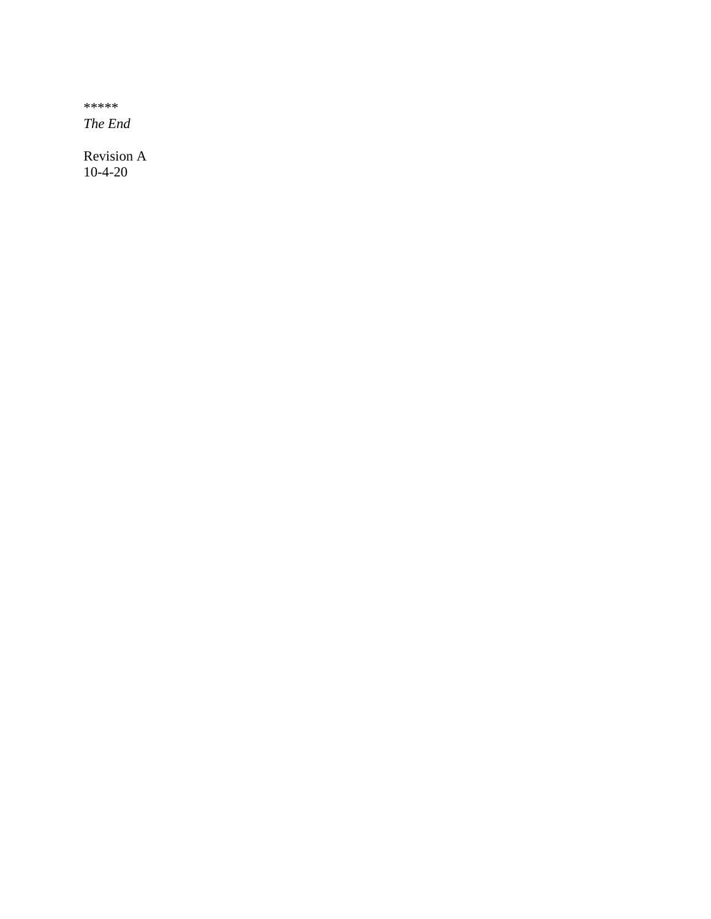*****
*The End*

Revision A
10-4-20